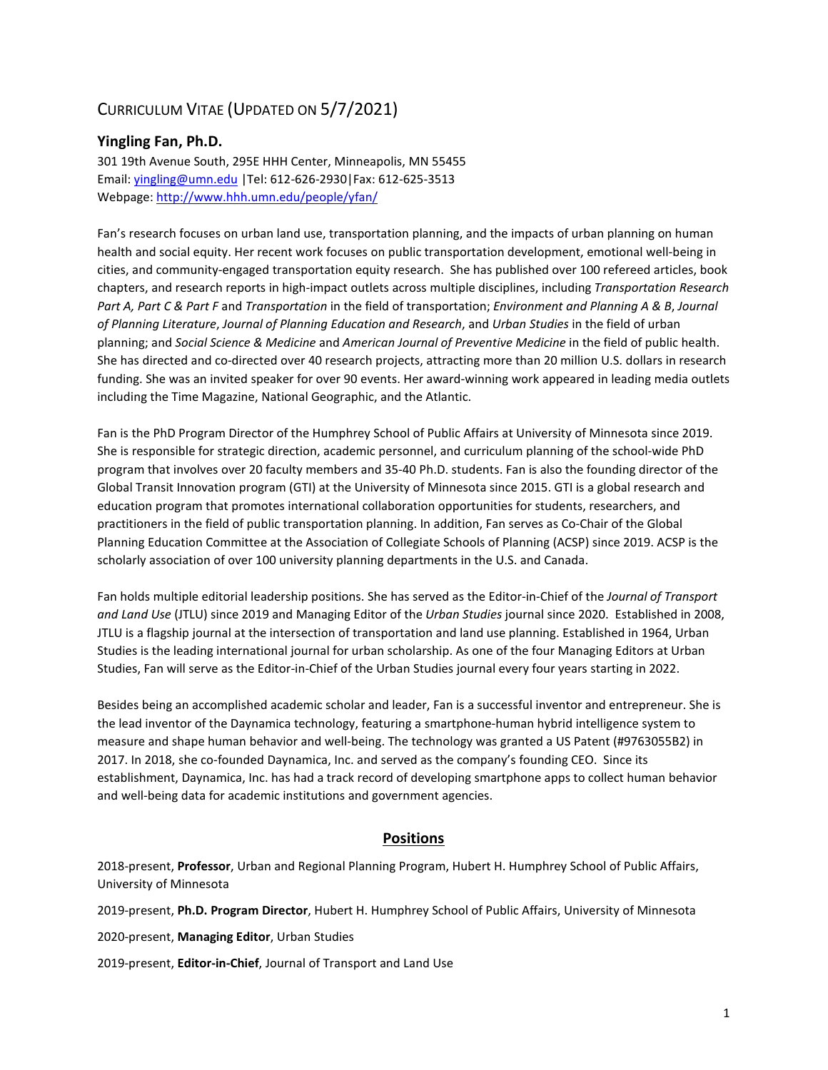# Curriculum Vitae (Updated on 5/7/2021)

## Yingling Fan, Ph.D.

301 19th Avenue South, 295E HHH Center, Minneapolis, MN 55455
Email: yingling@umn.edu |Tel: 612-626-2930|Fax: 612-625-3513
Webpage: http://www.hhh.umn.edu/people/yfan/

Fan's research focuses on urban land use, transportation planning, and the impacts of urban planning on human health and social equity. Her recent work focuses on public transportation development, emotional well-being in cities, and community-engaged transportation equity research. She has published over 100 refereed articles, book chapters, and research reports in high-impact outlets across multiple disciplines, including *Transportation Research Part A, Part C & Part F* and *Transportation* in the field of transportation; *Environment and Planning A & B*, *Journal of Planning Literature*, *Journal of Planning Education and Research*, and *Urban Studies* in the field of urban planning; and *Social Science & Medicine* and *American Journal of Preventive Medicine* in the field of public health. She has directed and co-directed over 40 research projects, attracting more than 20 million U.S. dollars in research funding. She was an invited speaker for over 90 events. Her award-winning work appeared in leading media outlets including the Time Magazine, National Geographic, and the Atlantic.

Fan is the PhD Program Director of the Humphrey School of Public Affairs at University of Minnesota since 2019. She is responsible for strategic direction, academic personnel, and curriculum planning of the school-wide PhD program that involves over 20 faculty members and 35-40 Ph.D. students. Fan is also the founding director of the Global Transit Innovation program (GTI) at the University of Minnesota since 2015. GTI is a global research and education program that promotes international collaboration opportunities for students, researchers, and practitioners in the field of public transportation planning. In addition, Fan serves as Co-Chair of the Global Planning Education Committee at the Association of Collegiate Schools of Planning (ACSP) since 2019. ACSP is the scholarly association of over 100 university planning departments in the U.S. and Canada.

Fan holds multiple editorial leadership positions. She has served as the Editor-in-Chief of the *Journal of Transport and Land Use* (JTLU) since 2019 and Managing Editor of the *Urban Studies* journal since 2020. Established in 2008, JTLU is a flagship journal at the intersection of transportation and land use planning. Established in 1964, Urban Studies is the leading international journal for urban scholarship. As one of the four Managing Editors at Urban Studies, Fan will serve as the Editor-in-Chief of the Urban Studies journal every four years starting in 2022.

Besides being an accomplished academic scholar and leader, Fan is a successful inventor and entrepreneur. She is the lead inventor of the Daynamica technology, featuring a smartphone-human hybrid intelligence system to measure and shape human behavior and well-being. The technology was granted a US Patent (#9763055B2) in 2017. In 2018, she co-founded Daynamica, Inc. and served as the company's founding CEO. Since its establishment, Daynamica, Inc. has had a track record of developing smartphone apps to collect human behavior and well-being data for academic institutions and government agencies.

## Positions

2018-present, **Professor**, Urban and Regional Planning Program, Hubert H. Humphrey School of Public Affairs, University of Minnesota

2019-present, **Ph.D. Program Director**, Hubert H. Humphrey School of Public Affairs, University of Minnesota

2020-present, **Managing Editor**, Urban Studies

2019-present, **Editor-in-Chief**, Journal of Transport and Land Use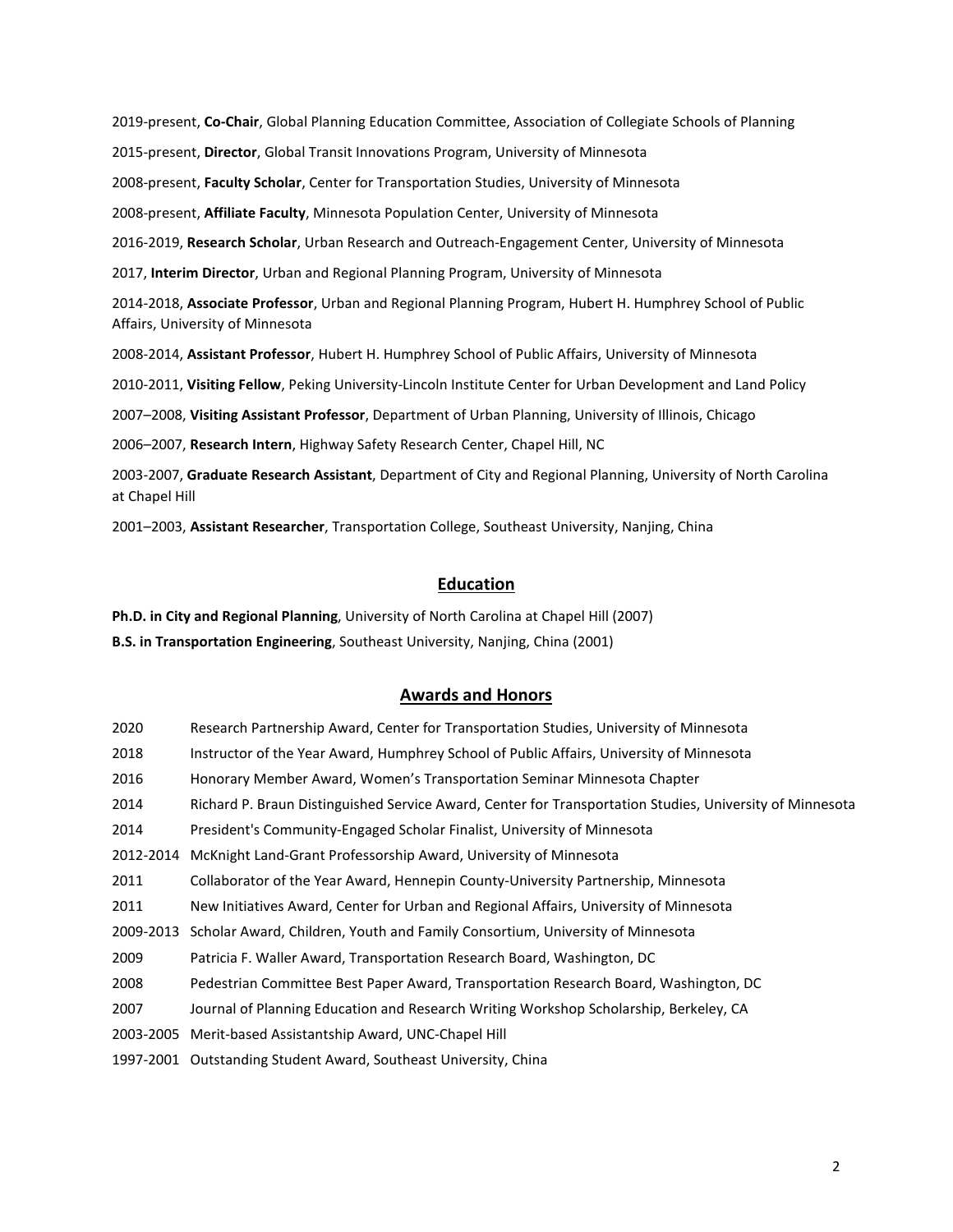2019-present, **Co-Chair**, Global Planning Education Committee, Association of Collegiate Schools of Planning

2015-present, **Director**, Global Transit Innovations Program, University of Minnesota

2008-present, **Faculty Scholar**, Center for Transportation Studies, University of Minnesota

2008-present, **Affiliate Faculty**, Minnesota Population Center, University of Minnesota

2016-2019, **Research Scholar**, Urban Research and Outreach-Engagement Center, University of Minnesota

2017, **Interim Director**, Urban and Regional Planning Program, University of Minnesota

2014-2018, **Associate Professor**, Urban and Regional Planning Program, Hubert H. Humphrey School of Public Affairs, University of Minnesota

2008-2014, **Assistant Professor**, Hubert H. Humphrey School of Public Affairs, University of Minnesota

2010-2011, **Visiting Fellow**, Peking University-Lincoln Institute Center for Urban Development and Land Policy

2007–2008, **Visiting Assistant Professor**, Department of Urban Planning, University of Illinois, Chicago

2006–2007, **Research Intern**, Highway Safety Research Center, Chapel Hill, NC

2003-2007, **Graduate Research Assistant**, Department of City and Regional Planning, University of North Carolina at Chapel Hill

2001–2003, **Assistant Researcher**, Transportation College, Southeast University, Nanjing, China

## Education

**Ph.D. in City and Regional Planning**, University of North Carolina at Chapel Hill (2007)

**B.S. in Transportation Engineering**, Southeast University, Nanjing, China (2001)

## Awards and Honors

2020 Research Partnership Award, Center for Transportation Studies, University of Minnesota

2018 Instructor of the Year Award, Humphrey School of Public Affairs, University of Minnesota

2016 Honorary Member Award, Women's Transportation Seminar Minnesota Chapter

2014 Richard P. Braun Distinguished Service Award, Center for Transportation Studies, University of Minnesota

2014 President's Community-Engaged Scholar Finalist, University of Minnesota

2012-2014 McKnight Land-Grant Professorship Award, University of Minnesota

2011 Collaborator of the Year Award, Hennepin County-University Partnership, Minnesota

2011 New Initiatives Award, Center for Urban and Regional Affairs, University of Minnesota

2009-2013 Scholar Award, Children, Youth and Family Consortium, University of Minnesota

2009 Patricia F. Waller Award, Transportation Research Board, Washington, DC

2008 Pedestrian Committee Best Paper Award, Transportation Research Board, Washington, DC

2007 Journal of Planning Education and Research Writing Workshop Scholarship, Berkeley, CA

2003-2005 Merit-based Assistantship Award, UNC-Chapel Hill

1997-2001 Outstanding Student Award, Southeast University, China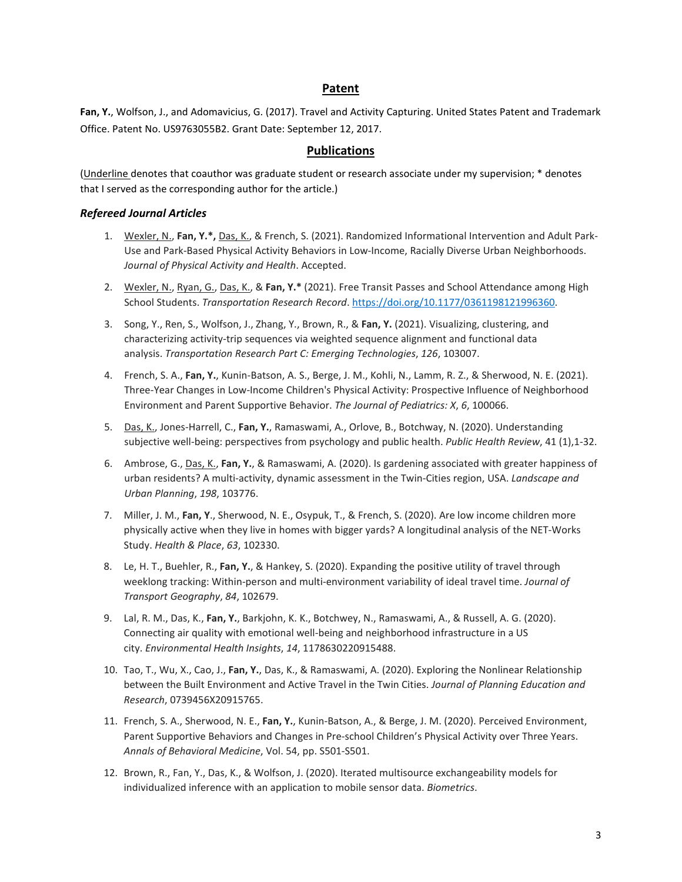## Patent

**Fan, Y.**, Wolfson, J., and Adomavicius, G. (2017). Travel and Activity Capturing. United States Patent and Trademark Office. Patent No. US9763055B2. Grant Date: September 12, 2017.

## Publications

(<u>Underline</u> denotes that coauthor was graduate student or research associate under my supervision; * denotes that I served as the corresponding author for the article.)

### *Refereed Journal Articles*

1. <u>Wexler, N.</u>, **Fan, Y.***, <u>Das, K.</u>, & French, S. (2021). Randomized Informational Intervention and Adult Park-Use and Park-Based Physical Activity Behaviors in Low-Income, Racially Diverse Urban Neighborhoods. *Journal of Physical Activity and Health*. Accepted.
2. <u>Wexler, N.</u>, <u>Ryan, G.</u>, <u>Das, K.</u>, & **Fan, Y.*** (2021). Free Transit Passes and School Attendance among High School Students. *Transportation Research Record*. https://doi.org/10.1177/0361198121996360.
3. Song, Y., Ren, S., Wolfson, J., Zhang, Y., Brown, R., & **Fan, Y.** (2021). Visualizing, clustering, and characterizing activity-trip sequences via weighted sequence alignment and functional data analysis. *Transportation Research Part C: Emerging Technologies*, *126*, 103007.
4. French, S. A., **Fan, Y.**, Kunin-Batson, A. S., Berge, J. M., Kohli, N., Lamm, R. Z., & Sherwood, N. E. (2021). Three-Year Changes in Low-Income Children's Physical Activity: Prospective Influence of Neighborhood Environment and Parent Supportive Behavior. *The Journal of Pediatrics: X*, *6*, 100066.
5. <u>Das, K.</u>, Jones-Harrell, C., **Fan, Y.**, Ramaswami, A., Orlove, B., Botchway, N. (2020). Understanding subjective well-being: perspectives from psychology and public health. *Public Health Review*, 41 (1),1-32.
6. Ambrose, G., <u>Das, K.</u>, **Fan, Y.**, & Ramaswami, A. (2020). Is gardening associated with greater happiness of urban residents? A multi-activity, dynamic assessment in the Twin-Cities region, USA. *Landscape and Urban Planning*, *198*, 103776.
7. Miller, J. M., **Fan, Y**., Sherwood, N. E., Osypuk, T., & French, S. (2020). Are low income children more physically active when they live in homes with bigger yards? A longitudinal analysis of the NET-Works Study. *Health & Place*, *63*, 102330.
8. Le, H. T., Buehler, R., **Fan, Y.**, & Hankey, S. (2020). Expanding the positive utility of travel through weeklong tracking: Within-person and multi-environment variability of ideal travel time. *Journal of Transport Geography*, *84*, 102679.
9. Lal, R. M., Das, K., **Fan, Y.**, Barkjohn, K. K., Botchwey, N., Ramaswami, A., & Russell, A. G. (2020). Connecting air quality with emotional well-being and neighborhood infrastructure in a US city. *Environmental Health Insights*, *14*, 1178630220915488.
10. Tao, T., Wu, X., Cao, J., **Fan, Y.**, Das, K., & Ramaswami, A. (2020). Exploring the Nonlinear Relationship between the Built Environment and Active Travel in the Twin Cities. *Journal of Planning Education and Research*, 0739456X20915765.
11. French, S. A., Sherwood, N. E., **Fan, Y.**, Kunin-Batson, A., & Berge, J. M. (2020). Perceived Environment, Parent Supportive Behaviors and Changes in Pre-school Children's Physical Activity over Three Years. *Annals of Behavioral Medicine*, Vol. 54, pp. S501-S501.
12. Brown, R., Fan, Y., Das, K., & Wolfson, J. (2020). Iterated multisource exchangeability models for individualized inference with an application to mobile sensor data. *Biometrics*.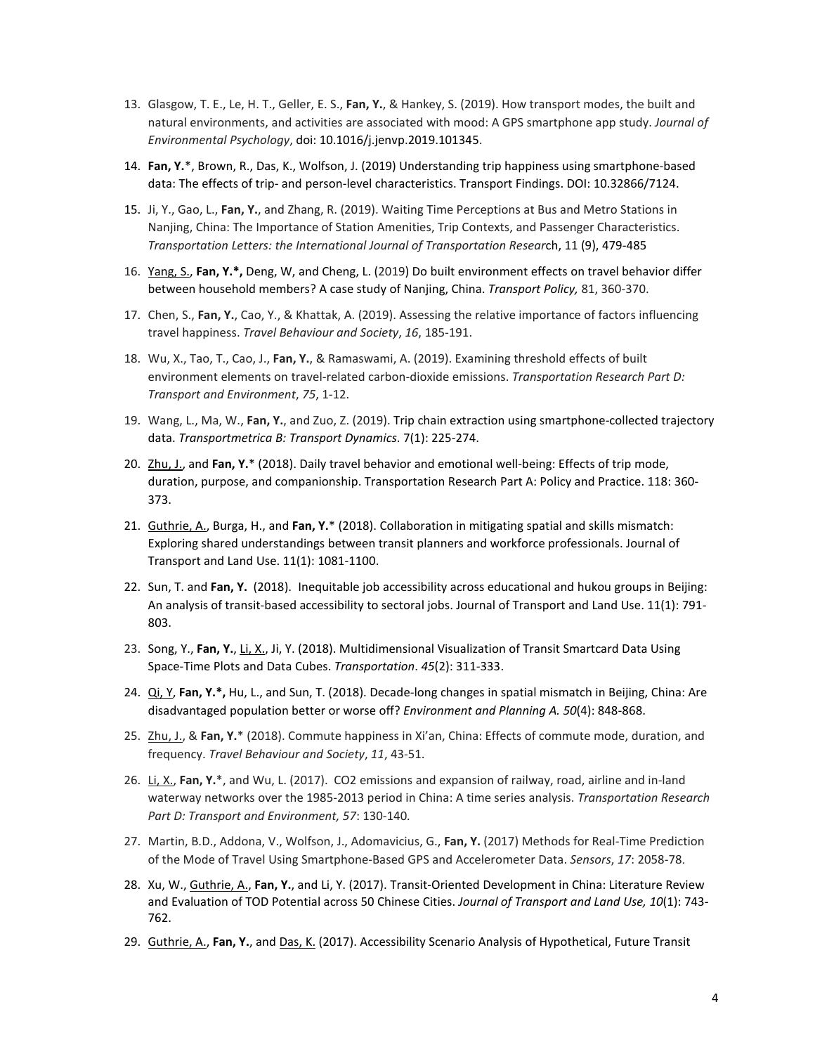13. Glasgow, T. E., Le, H. T., Geller, E. S., **Fan, Y.**, & Hankey, S. (2019). How transport modes, the built and natural environments, and activities are associated with mood: A GPS smartphone app study. *Journal of Environmental Psychology*, doi: 10.1016/j.jenvp.2019.101345.

14. **Fan, Y.***, Brown, R., Das, K., Wolfson, J. (2019) Understanding trip happiness using smartphone-based data: The effects of trip- and person-level characteristics. Transport Findings. DOI: 10.32866/7124.

15. Ji, Y., Gao, L., **Fan, Y.**, and Zhang, R. (2019). Waiting Time Perceptions at Bus and Metro Stations in Nanjing, China: The Importance of Station Amenities, Trip Contexts, and Passenger Characteristics. *Transportation Letters: the International Journal of Transportation Researc*h, 11 (9), 479-485

16. <u>Yang, S.</u>, **Fan, Y.***, Deng, W, and Cheng, L. (2019) Do built environment effects on travel behavior differ between household members? A case study of Nanjing, China. *Transport Policy,* 81, 360-370.

17. Chen, S., **Fan, Y.**, Cao, Y., & Khattak, A. (2019). Assessing the relative importance of factors influencing travel happiness. *Travel Behaviour and Society*, *16*, 185-191.

18. Wu, X., Tao, T., Cao, J., **Fan, Y.**, & Ramaswami, A. (2019). Examining threshold effects of built environment elements on travel-related carbon-dioxide emissions. *Transportation Research Part D: Transport and Environment*, *75*, 1-12.

19. Wang, L., Ma, W., **Fan, Y.**, and Zuo, Z. (2019). Trip chain extraction using smartphone-collected trajectory data. *Transportmetrica B: Transport Dynamics*. 7(1): 225-274.

20. <u>Zhu, J.</u>, and **Fan, Y.*** (2018). Daily travel behavior and emotional well-being: Effects of trip mode, duration, purpose, and companionship. Transportation Research Part A: Policy and Practice. 118: 360-373.

21. <u>Guthrie, A.</u>, Burga, H., and **Fan, Y.*** (2018). Collaboration in mitigating spatial and skills mismatch: Exploring shared understandings between transit planners and workforce professionals. Journal of Transport and Land Use. 11(1): 1081-1100.

22. Sun, T. and **Fan, Y.** (2018). Inequitable job accessibility across educational and hukou groups in Beijing: An analysis of transit-based accessibility to sectoral jobs. Journal of Transport and Land Use. 11(1): 791-803.

23. Song, Y., **Fan, Y.**, <u>Li, X.</u>, Ji, Y. (2018). Multidimensional Visualization of Transit Smartcard Data Using Space-Time Plots and Data Cubes. *Transportation*. *45*(2): 311-333.

24. <u>Qi, Y</u>, **Fan, Y.***, Hu, L., and Sun, T. (2018). Decade-long changes in spatial mismatch in Beijing, China: Are disadvantaged population better or worse off? *Environment and Planning A. 50*(4): 848-868.

25. <u>Zhu, J.</u>, & **Fan, Y.*** (2018). Commute happiness in Xi'an, China: Effects of commute mode, duration, and frequency. *Travel Behaviour and Society*, *11*, 43-51.

26. <u>Li, X.</u>, **Fan, Y.***, and Wu, L. (2017). CO2 emissions and expansion of railway, road, airline and in-land waterway networks over the 1985-2013 period in China: A time series analysis. *Transportation Research Part D: Transport and Environment, 57*: 130-140.

27. Martin, B.D., Addona, V., Wolfson, J., Adomavicius, G., **Fan, Y.** (2017) Methods for Real-Time Prediction of the Mode of Travel Using Smartphone-Based GPS and Accelerometer Data. *Sensors*, *17*: 2058-78.

28. Xu, W., <u>Guthrie, A.</u>, **Fan, Y.**, and Li, Y. (2017). Transit-Oriented Development in China: Literature Review and Evaluation of TOD Potential across 50 Chinese Cities. *Journal of Transport and Land Use, 10*(1): 743-762.

29. <u>Guthrie, A.</u>, **Fan, Y.**, and <u>Das, K.</u> (2017). Accessibility Scenario Analysis of Hypothetical, Future Transit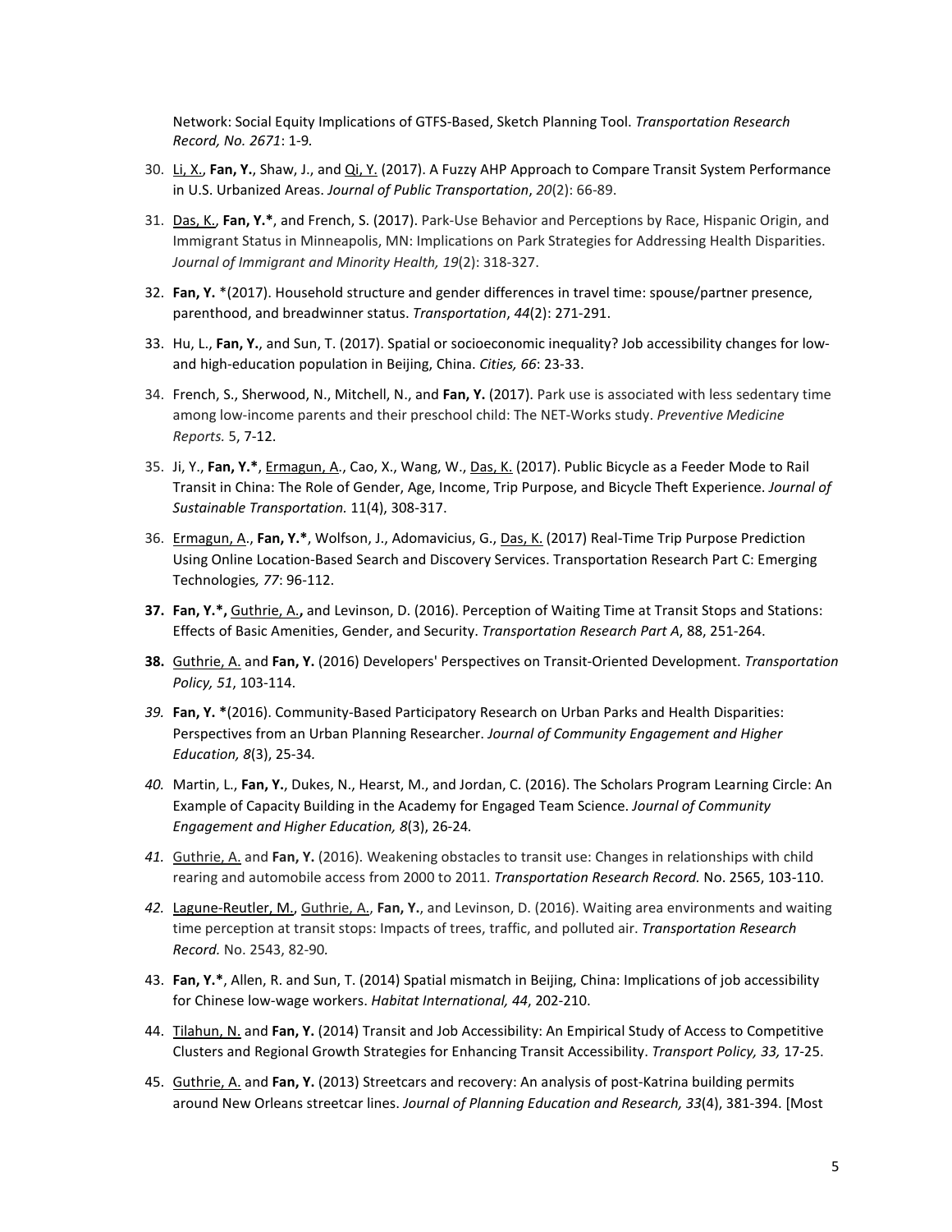Network: Social Equity Implications of GTFS-Based, Sketch Planning Tool. *Transportation Research Record, No. 2671*: 1-9.

30. <u>Li, X.</u>, **Fan, Y.**, Shaw, J., and <u>Qi, Y.</u> (2017). A Fuzzy AHP Approach to Compare Transit System Performance in U.S. Urbanized Areas. *Journal of Public Transportation*, *20*(2): 66-89.

31. <u>Das, K.</u>, **Fan, Y.***, and French, S. (2017). Park-Use Behavior and Perceptions by Race, Hispanic Origin, and Immigrant Status in Minneapolis, MN: Implications on Park Strategies for Addressing Health Disparities. *Journal of Immigrant and Minority Health, 19*(2): 318-327.

32. **Fan, Y.** *(2017). Household structure and gender differences in travel time: spouse/partner presence, parenthood, and breadwinner status. *Transportation*, *44*(2): 271-291.

33. Hu, L., **Fan, Y.**, and Sun, T. (2017). Spatial or socioeconomic inequality? Job accessibility changes for low- and high-education population in Beijing, China. *Cities, 66*: 23-33.

34. French, S., Sherwood, N., Mitchell, N., and **Fan, Y.** (2017). Park use is associated with less sedentary time among low-income parents and their preschool child: The NET-Works study. *Preventive Medicine Reports.* 5, 7-12.

35. Ji, Y., **Fan, Y.***, <u>Ermagun, A</u>., Cao, X., Wang, W., <u>Das, K.</u> (2017). Public Bicycle as a Feeder Mode to Rail Transit in China: The Role of Gender, Age, Income, Trip Purpose, and Bicycle Theft Experience. *Journal of Sustainable Transportation.* 11(4), 308-317.

36. <u>Ermagun, A.</u>, **Fan, Y.***, Wolfson, J., Adomavicius, G., <u>Das, K.</u> (2017) Real-Time Trip Purpose Prediction Using Online Location-Based Search and Discovery Services. Transportation Research Part C: Emerging Technologies*, 77*: 96-112.

37. **Fan, Y.***, <u>Guthrie, A.</u>**,** and Levinson, D. (2016). Perception of Waiting Time at Transit Stops and Stations: Effects of Basic Amenities, Gender, and Security. *Transportation Research Part A*, 88, 251-264.

38. <u>Guthrie, A.</u> and **Fan, Y.** (2016) Developers' Perspectives on Transit-Oriented Development. *Transportation Policy, 51*, 103-114.

39. **Fan, Y. ***(2016). Community-Based Participatory Research on Urban Parks and Health Disparities: Perspectives from an Urban Planning Researcher. *Journal of Community Engagement and Higher Education, 8*(3), 25-34.

40. Martin, L., **Fan, Y.**, Dukes, N., Hearst, M., and Jordan, C. (2016). The Scholars Program Learning Circle: An Example of Capacity Building in the Academy for Engaged Team Science. *Journal of Community Engagement and Higher Education, 8*(3), 26-24.

41. <u>Guthrie, A.</u> and **Fan, Y.** (2016). Weakening obstacles to transit use: Changes in relationships with child rearing and automobile access from 2000 to 2011. *Transportation Research Record.* No. 2565, 103-110.

42. <u>Lagune-Reutler, M.</u>, <u>Guthrie, A.</u>, **Fan, Y.**, and Levinson, D. (2016). Waiting area environments and waiting time perception at transit stops: Impacts of trees, traffic, and polluted air. *Transportation Research Record.* No. 2543, 82-90.

43. **Fan, Y.***, Allen, R. and Sun, T. (2014) Spatial mismatch in Beijing, China: Implications of job accessibility for Chinese low-wage workers. *Habitat International, 44*, 202-210.

44. <u>Tilahun, N.</u> and **Fan, Y.** (2014) Transit and Job Accessibility: An Empirical Study of Access to Competitive Clusters and Regional Growth Strategies for Enhancing Transit Accessibility. *Transport Policy, 33,* 17-25.

45. <u>Guthrie, A.</u> and **Fan, Y.** (2013) Streetcars and recovery: An analysis of post-Katrina building permits around New Orleans streetcar lines. *Journal of Planning Education and Research, 33*(4), 381-394. [Most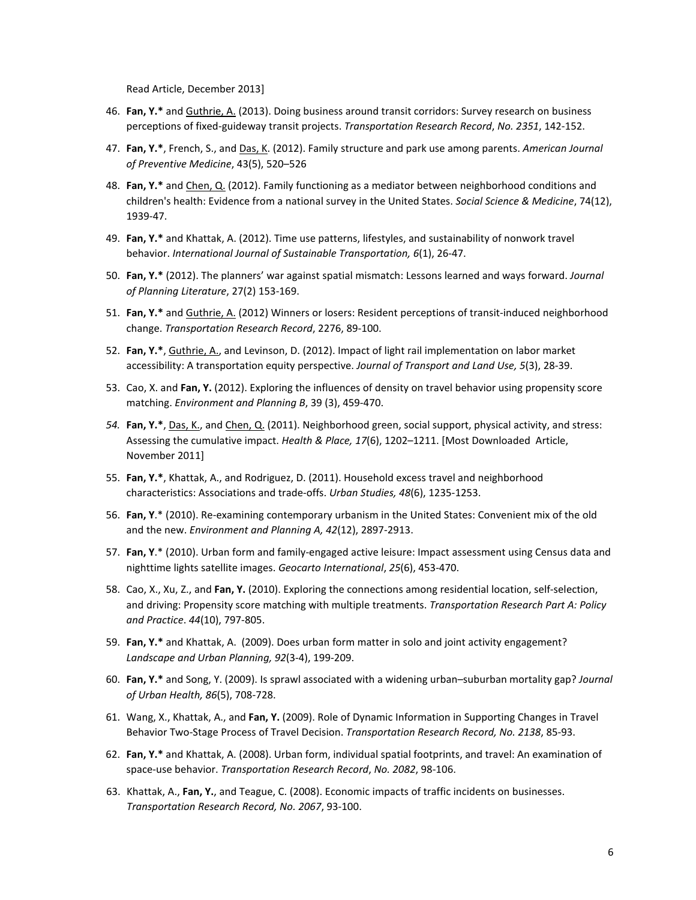Read Article, December 2013]

46. **Fan, Y.*** and Guthrie, A. (2013). Doing business around transit corridors: Survey research on business perceptions of fixed-guideway transit projects. *Transportation Research Record*, *No. 2351*, 142-152.
47. **Fan, Y.***, French, S., and Das, K. (2012). Family structure and park use among parents. *American Journal of Preventive Medicine*, 43(5), 520–526
48. **Fan, Y.*** and Chen, Q. (2012). Family functioning as a mediator between neighborhood conditions and children's health: Evidence from a national survey in the United States. *Social Science & Medicine*, 74(12), 1939-47.
49. **Fan, Y.*** and Khattak, A. (2012). Time use patterns, lifestyles, and sustainability of nonwork travel behavior. *International Journal of Sustainable Transportation, 6*(1), 26-47.
50. **Fan, Y.*** (2012). The planners' war against spatial mismatch: Lessons learned and ways forward. *Journal of Planning Literature*, 27(2) 153-169.
51. **Fan, Y.*** and Guthrie, A. (2012) Winners or losers: Resident perceptions of transit-induced neighborhood change. *Transportation Research Record*, 2276, 89-100.
52. **Fan, Y.***, Guthrie, A., and Levinson, D. (2012). Impact of light rail implementation on labor market accessibility: A transportation equity perspective. *Journal of Transport and Land Use, 5*(3), 28-39.
53. Cao, X. and **Fan, Y.** (2012). Exploring the influences of density on travel behavior using propensity score matching. *Environment and Planning B*, 39 (3), 459-470.
54. **Fan, Y.***, Das, K., and Chen, Q. (2011). Neighborhood green, social support, physical activity, and stress: Assessing the cumulative impact. *Health & Place, 17*(6), 1202–1211. [Most Downloaded Article, November 2011]
55. **Fan, Y.***, Khattak, A., and Rodriguez, D. (2011). Household excess travel and neighborhood characteristics: Associations and trade-offs. *Urban Studies, 48*(6), 1235-1253.
56. **Fan, Y**.* (2010). Re-examining contemporary urbanism in the United States: Convenient mix of the old and the new. *Environment and Planning A, 42*(12), 2897-2913.
57. **Fan, Y**.* (2010). Urban form and family-engaged active leisure: Impact assessment using Census data and nighttime lights satellite images. *Geocarto International*, *25*(6), 453-470.
58. Cao, X., Xu, Z., and **Fan, Y.** (2010). Exploring the connections among residential location, self-selection, and driving: Propensity score matching with multiple treatments. *Transportation Research Part A: Policy and Practice*. *44*(10), 797-805.
59. **Fan, Y.*** and Khattak, A. (2009). Does urban form matter in solo and joint activity engagement? *Landscape and Urban Planning, 92*(3-4), 199-209.
60. **Fan, Y.*** and Song, Y. (2009). Is sprawl associated with a widening urban–suburban mortality gap? *Journal of Urban Health, 86*(5), 708-728.
61. Wang, X., Khattak, A., and **Fan, Y.** (2009). Role of Dynamic Information in Supporting Changes in Travel Behavior Two-Stage Process of Travel Decision. *Transportation Research Record, No. 2138*, 85-93.
62. **Fan, Y.*** and Khattak, A. (2008). Urban form, individual spatial footprints, and travel: An examination of space-use behavior. *Transportation Research Record*, *No. 2082*, 98-106.
63. Khattak, A., **Fan, Y.**, and Teague, C. (2008). Economic impacts of traffic incidents on businesses. *Transportation Research Record, No. 2067*, 93-100.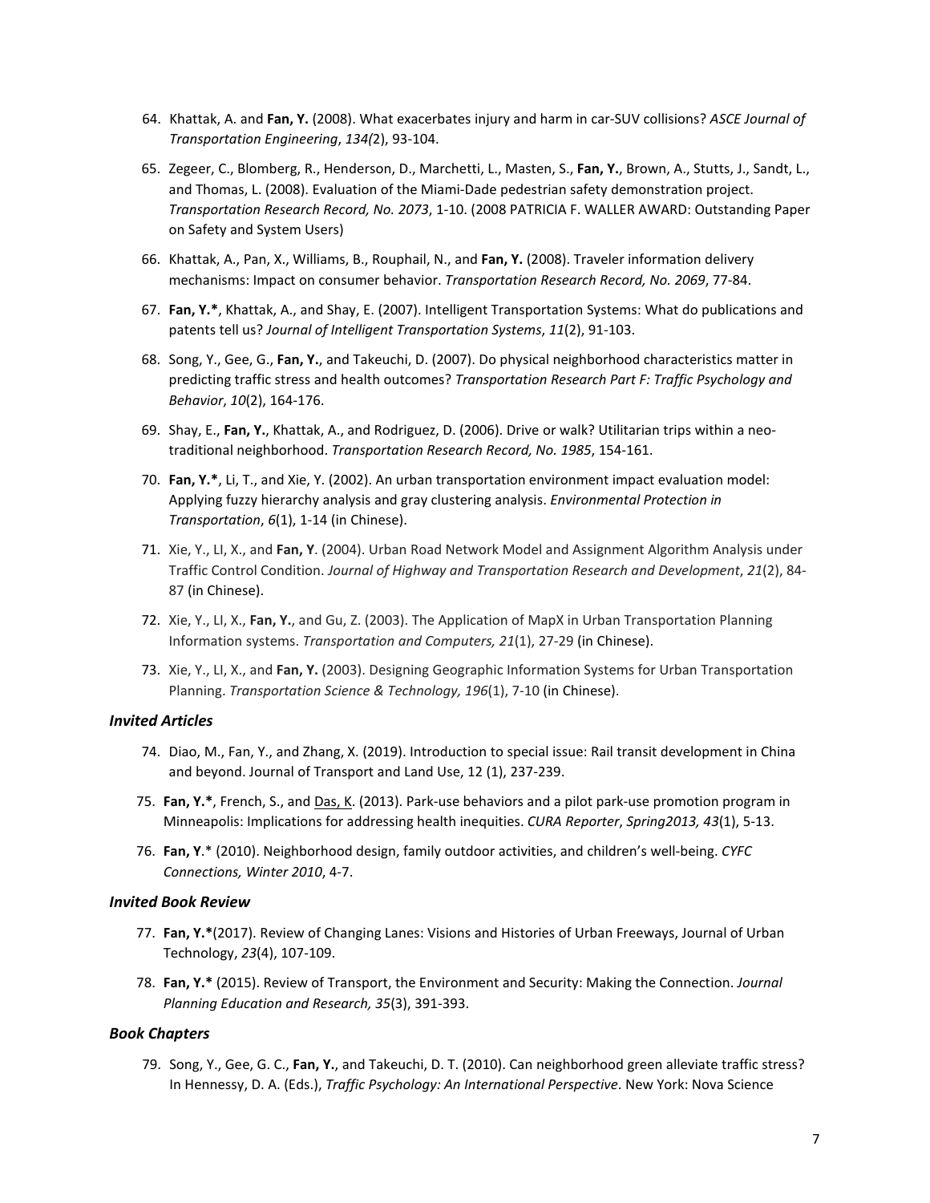64. Khattak, A. and **Fan, Y.** (2008). What exacerbates injury and harm in car-SUV collisions? *ASCE Journal of Transportation Engineering*, *134(*2), 93-104.

65. Zegeer, C., Blomberg, R., Henderson, D., Marchetti, L., Masten, S., **Fan, Y.**, Brown, A., Stutts, J., Sandt, L., and Thomas, L. (2008). Evaluation of the Miami-Dade pedestrian safety demonstration project. *Transportation Research Record, No. 2073*, 1-10. (2008 PATRICIA F. WALLER AWARD: Outstanding Paper on Safety and System Users)

66. Khattak, A., Pan, X., Williams, B., Rouphail, N., and **Fan, Y.** (2008). Traveler information delivery mechanisms: Impact on consumer behavior. *Transportation Research Record, No. 2069*, 77-84.

67. **Fan, Y.***, Khattak, A., and Shay, E. (2007). Intelligent Transportation Systems: What do publications and patents tell us? *Journal of Intelligent Transportation Systems*, *11*(2), 91-103.

68. Song, Y., Gee, G., **Fan, Y.**, and Takeuchi, D. (2007). Do physical neighborhood characteristics matter in predicting traffic stress and health outcomes? *Transportation Research Part F: Traffic Psychology and Behavior*, *10*(2), 164-176.

69. Shay, E., **Fan, Y.**, Khattak, A., and Rodriguez, D. (2006). Drive or walk? Utilitarian trips within a neo-traditional neighborhood. *Transportation Research Record, No. 1985*, 154-161.

70. **Fan, Y.***, Li, T., and Xie, Y. (2002). An urban transportation environment impact evaluation model: Applying fuzzy hierarchy analysis and gray clustering analysis. *Environmental Protection in Transportation*, *6*(1), 1-14 (in Chinese).

71. Xie, Y., LI, X., and **Fan, Y**. (2004). Urban Road Network Model and Assignment Algorithm Analysis under Traffic Control Condition. *Journal of Highway and Transportation Research and Development*, *21*(2), 84-87 (in Chinese).

72. Xie, Y., LI, X., **Fan, Y.**, and Gu, Z. (2003). The Application of MapX in Urban Transportation Planning Information systems. *Transportation and Computers, 21*(1), 27-29 (in Chinese).

73. Xie, Y., LI, X., and **Fan, Y.** (2003). Designing Geographic Information Systems for Urban Transportation Planning. *Transportation Science & Technology, 196*(1), 7-10 (in Chinese).

### *Invited Articles*

74. Diao, M., Fan, Y., and Zhang, X. (2019). Introduction to special issue: Rail transit development in China and beyond. Journal of Transport and Land Use, 12 (1), 237-239.

75. **Fan, Y.***, French, S., and <u>Das, K</u>. (2013). Park-use behaviors and a pilot park-use promotion program in Minneapolis: Implications for addressing health inequities. *CURA Reporter*, *Spring2013, 43*(1), 5-13.

76. **Fan, Y**.* (2010). Neighborhood design, family outdoor activities, and children's well-being. *CYFC Connections, Winter 2010*, 4-7.

### *Invited Book Review*

77. **Fan, Y.***(2017). Review of Changing Lanes: Visions and Histories of Urban Freeways, Journal of Urban Technology, *23*(4), 107-109.

78. **Fan, Y.*** (2015). Review of Transport, the Environment and Security: Making the Connection. *Journal Planning Education and Research, 35*(3), 391-393.

### *Book Chapters*

79. Song, Y., Gee, G. C., **Fan, Y.**, and Takeuchi, D. T. (2010). Can neighborhood green alleviate traffic stress? In Hennessy, D. A. (Eds.), *Traffic Psychology: An International Perspective*. New York: Nova Science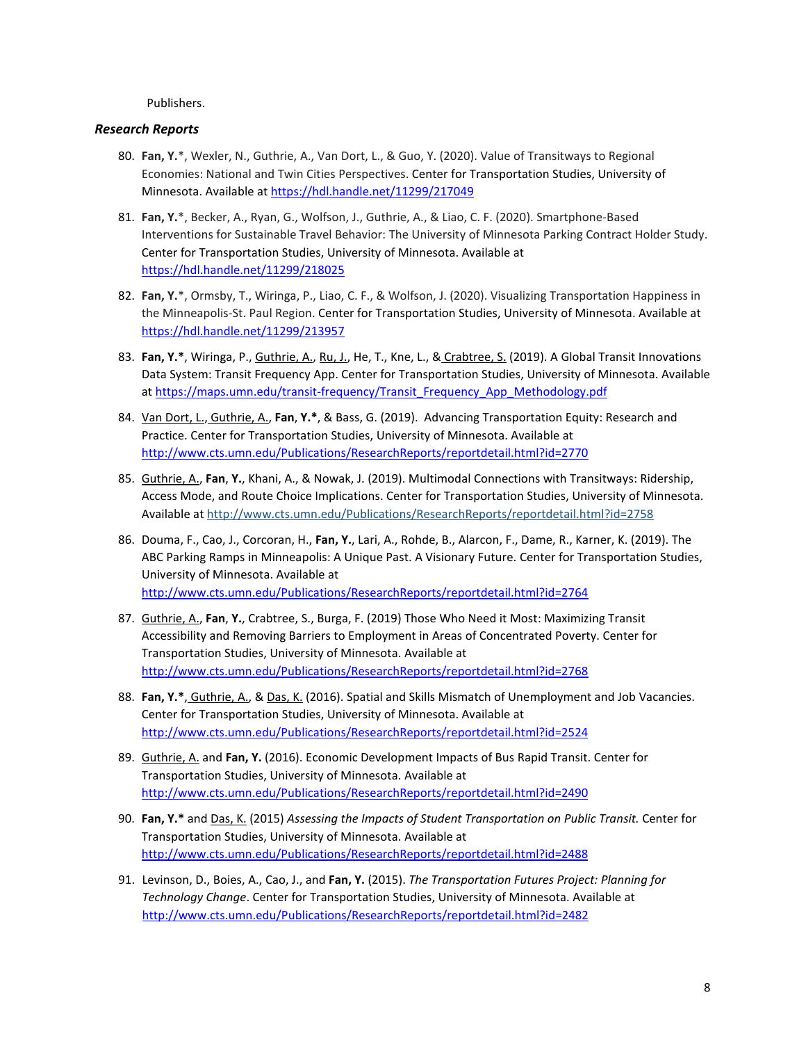Publishers.

### *Research Reports*

80. **Fan, Y.**\*, Wexler, N., Guthrie, A., Van Dort, L., & Guo, Y. (2020). Value of Transitways to Regional Economies: National and Twin Cities Perspectives. Center for Transportation Studies, University of Minnesota. Available at https://hdl.handle.net/11299/217049

81. **Fan, Y.**\*, Becker, A., Ryan, G., Wolfson, J., Guthrie, A., & Liao, C. F. (2020). Smartphone-Based Interventions for Sustainable Travel Behavior: The University of Minnesota Parking Contract Holder Study. Center for Transportation Studies, University of Minnesota. Available at https://hdl.handle.net/11299/218025

82. **Fan, Y.**\*, Ormsby, T., Wiringa, P., Liao, C. F., & Wolfson, J. (2020). Visualizing Transportation Happiness in the Minneapolis-St. Paul Region. Center for Transportation Studies, University of Minnesota. Available at https://hdl.handle.net/11299/213957

83. **Fan, Y.\***, Wiringa, P., Guthrie, A., Ru, J., He, T., Kne, L., & Crabtree, S. (2019). A Global Transit Innovations Data System: Transit Frequency App. Center for Transportation Studies, University of Minnesota. Available at https://maps.umn.edu/transit-frequency/Transit_Frequency_App_Methodology.pdf

84. Van Dort, L., Guthrie, A., **Fan**, **Y.\***, & Bass, G. (2019). Advancing Transportation Equity: Research and Practice. Center for Transportation Studies, University of Minnesota. Available at http://www.cts.umn.edu/Publications/ResearchReports/reportdetail.html?id=2770

85. Guthrie, A., **Fan**, **Y.**, Khani, A., & Nowak, J. (2019). Multimodal Connections with Transitways: Ridership, Access Mode, and Route Choice Implications. Center for Transportation Studies, University of Minnesota. Available at http://www.cts.umn.edu/Publications/ResearchReports/reportdetail.html?id=2758

86. Douma, F., Cao, J., Corcoran, H., **Fan, Y.**, Lari, A., Rohde, B., Alarcon, F., Dame, R., Karner, K. (2019). The ABC Parking Ramps in Minneapolis: A Unique Past. A Visionary Future. Center for Transportation Studies, University of Minnesota. Available at http://www.cts.umn.edu/Publications/ResearchReports/reportdetail.html?id=2764

87. Guthrie, A., **Fan**, **Y.**, Crabtree, S., Burga, F. (2019) Those Who Need it Most: Maximizing Transit Accessibility and Removing Barriers to Employment in Areas of Concentrated Poverty. Center for Transportation Studies, University of Minnesota. Available at http://www.cts.umn.edu/Publications/ResearchReports/reportdetail.html?id=2768

88. **Fan, Y.\***, Guthrie, A., & Das, K. (2016). Spatial and Skills Mismatch of Unemployment and Job Vacancies. Center for Transportation Studies, University of Minnesota. Available at http://www.cts.umn.edu/Publications/ResearchReports/reportdetail.html?id=2524

89. Guthrie, A. and **Fan, Y.** (2016). Economic Development Impacts of Bus Rapid Transit. Center for Transportation Studies, University of Minnesota. Available at http://www.cts.umn.edu/Publications/ResearchReports/reportdetail.html?id=2490

90. **Fan, Y.\*** and Das, K. (2015) *Assessing the Impacts of Student Transportation on Public Transit.* Center for Transportation Studies, University of Minnesota. Available at http://www.cts.umn.edu/Publications/ResearchReports/reportdetail.html?id=2488

91. Levinson, D., Boies, A., Cao, J., and **Fan, Y.** (2015). *The Transportation Futures Project: Planning for Technology Change*. Center for Transportation Studies, University of Minnesota. Available at http://www.cts.umn.edu/Publications/ResearchReports/reportdetail.html?id=2482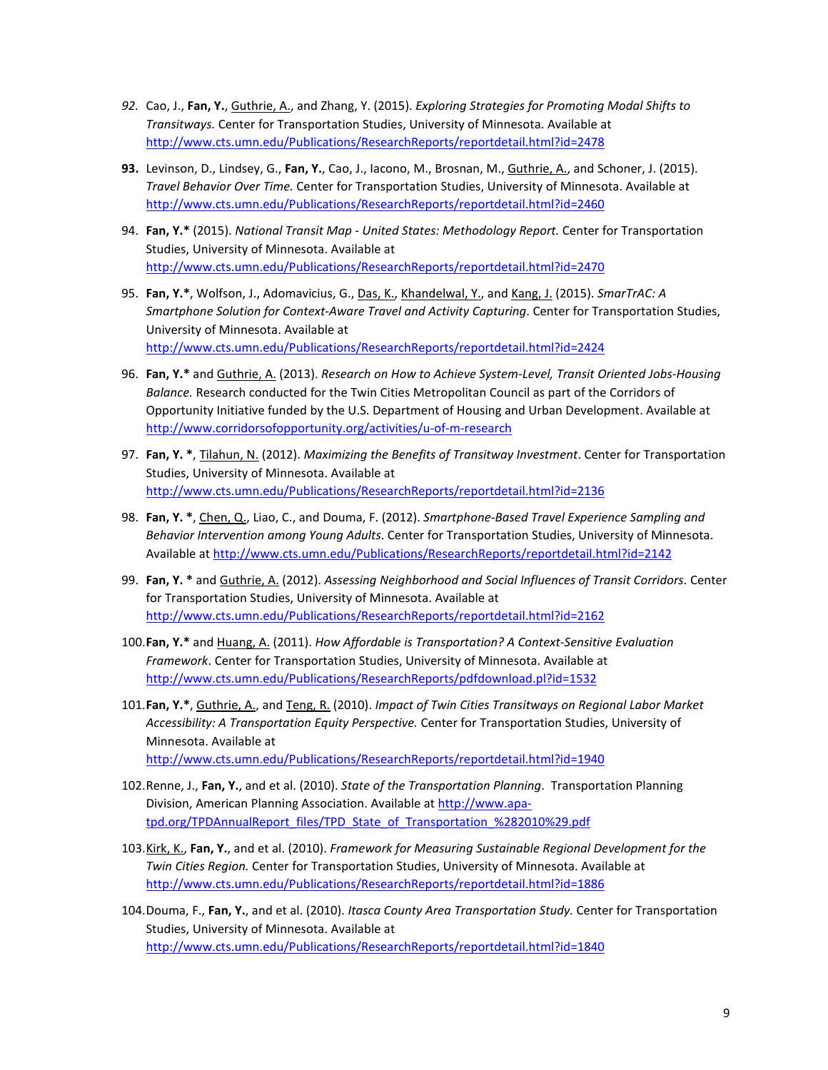92. Cao, J., **Fan, Y.**, Guthrie, A., and Zhang, Y. (2015). *Exploring Strategies for Promoting Modal Shifts to Transitways.* Center for Transportation Studies, University of Minnesota. Available at http://www.cts.umn.edu/Publications/ResearchReports/reportdetail.html?id=2478

93. Levinson, D., Lindsey, G., **Fan, Y.**, Cao, J., Iacono, M., Brosnan, M., Guthrie, A., and Schoner, J. (2015). *Travel Behavior Over Time.* Center for Transportation Studies, University of Minnesota. Available at http://www.cts.umn.edu/Publications/ResearchReports/reportdetail.html?id=2460

94. **Fan, Y.*** (2015). *National Transit Map - United States: Methodology Report.* Center for Transportation Studies, University of Minnesota. Available at http://www.cts.umn.edu/Publications/ResearchReports/reportdetail.html?id=2470

95. **Fan, Y.***, Wolfson, J., Adomavicius, G., Das, K., Khandelwal, Y., and Kang, J. (2015). *SmarTrAC: A Smartphone Solution for Context-Aware Travel and Activity Capturing*. Center for Transportation Studies, University of Minnesota. Available at http://www.cts.umn.edu/Publications/ResearchReports/reportdetail.html?id=2424

96. **Fan, Y.*** and Guthrie, A. (2013). *Research on How to Achieve System-Level, Transit Oriented Jobs-Housing Balance.* Research conducted for the Twin Cities Metropolitan Council as part of the Corridors of Opportunity Initiative funded by the U.S. Department of Housing and Urban Development. Available at http://www.corridorsofopportunity.org/activities/u-of-m-research

97. **Fan, Y. ***, Tilahun, N. (2012). *Maximizing the Benefits of Transitway Investment*. Center for Transportation Studies, University of Minnesota. Available at http://www.cts.umn.edu/Publications/ResearchReports/reportdetail.html?id=2136

98. **Fan, Y. ***, Chen, Q., Liao, C., and Douma, F. (2012). *Smartphone-Based Travel Experience Sampling and Behavior Intervention among Young Adults*. Center for Transportation Studies, University of Minnesota. Available at http://www.cts.umn.edu/Publications/ResearchReports/reportdetail.html?id=2142

99. **Fan, Y. *** and Guthrie, A. (2012). *Assessing Neighborhood and Social Influences of Transit Corridors*. Center for Transportation Studies, University of Minnesota. Available at http://www.cts.umn.edu/Publications/ResearchReports/reportdetail.html?id=2162

100. **Fan, Y.*** and Huang, A. (2011). *How Affordable is Transportation? A Context-Sensitive Evaluation Framework*. Center for Transportation Studies, University of Minnesota. Available at http://www.cts.umn.edu/Publications/ResearchReports/pdfdownload.pl?id=1532

101. **Fan, Y.***, Guthrie, A., and Teng, R. (2010). *Impact of Twin Cities Transitways on Regional Labor Market Accessibility: A Transportation Equity Perspective.* Center for Transportation Studies, University of Minnesota. Available at http://www.cts.umn.edu/Publications/ResearchReports/reportdetail.html?id=1940

102. Renne, J., **Fan, Y.**, and et al. (2010). *State of the Transportation Planning*. Transportation Planning Division, American Planning Association. Available at http://www.apa-tpd.org/TPDAnnualReport_files/TPD_State_of_Transportation_%282010%29.pdf

103. Kirk, K., **Fan, Y.**, and et al. (2010). *Framework for Measuring Sustainable Regional Development for the Twin Cities Region.* Center for Transportation Studies, University of Minnesota. Available at http://www.cts.umn.edu/Publications/ResearchReports/reportdetail.html?id=1886

104. Douma, F., **Fan, Y.**, and et al. (2010). *Itasca County Area Transportation Study.* Center for Transportation Studies, University of Minnesota. Available at http://www.cts.umn.edu/Publications/ResearchReports/reportdetail.html?id=1840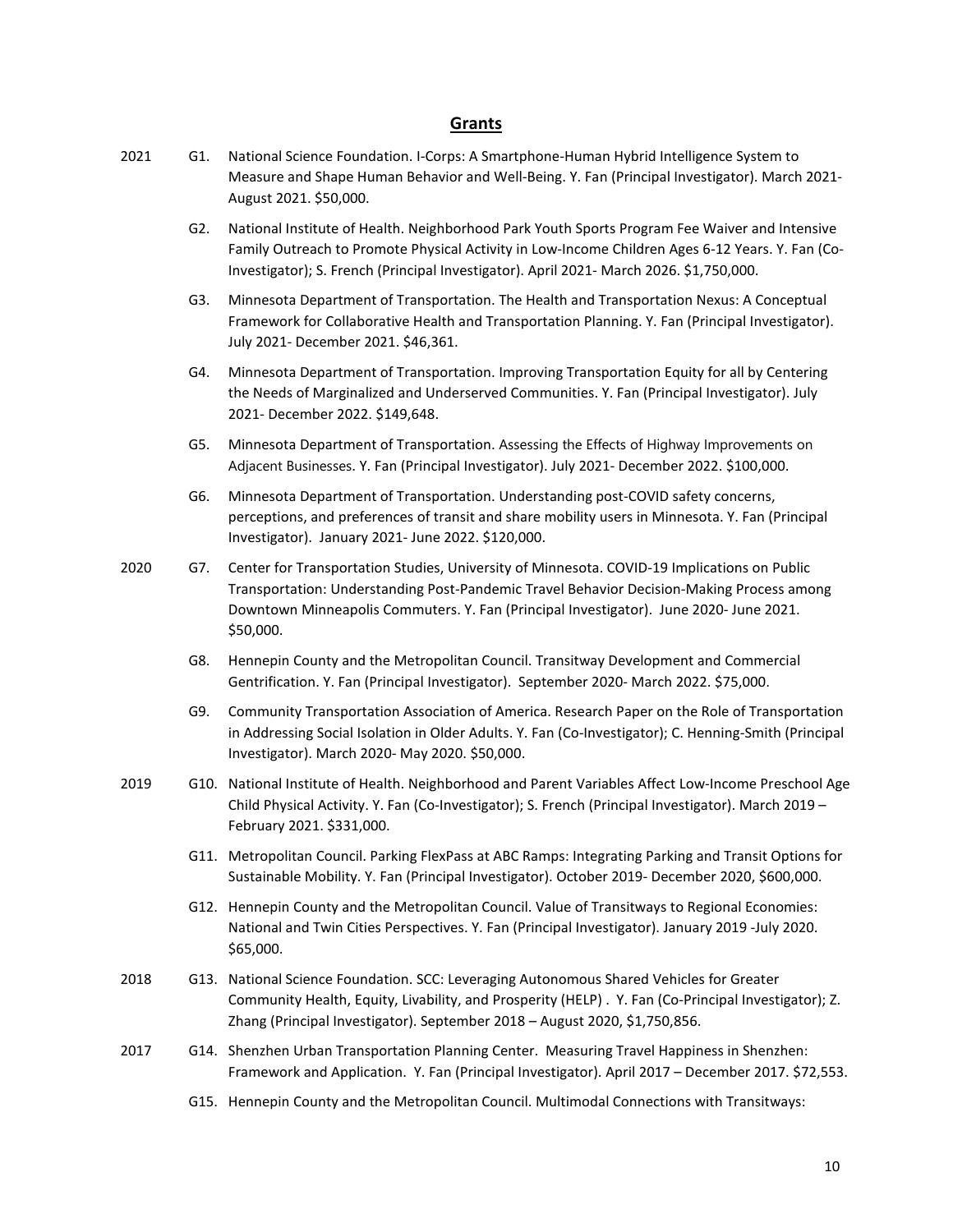## Grants

2021

G1. National Science Foundation. I-Corps: A Smartphone-Human Hybrid Intelligence System to Measure and Shape Human Behavior and Well-Being. Y. Fan (Principal Investigator). March 2021- August 2021. $50,000.

G2. National Institute of Health. Neighborhood Park Youth Sports Program Fee Waiver and Intensive Family Outreach to Promote Physical Activity in Low-Income Children Ages 6-12 Years. Y. Fan (Co-Investigator); S. French (Principal Investigator). April 2021- March 2026. $1,750,000.

G3. Minnesota Department of Transportation. The Health and Transportation Nexus: A Conceptual Framework for Collaborative Health and Transportation Planning. Y. Fan (Principal Investigator). July 2021- December 2021. $46,361.

G4. Minnesota Department of Transportation. Improving Transportation Equity for all by Centering the Needs of Marginalized and Underserved Communities. Y. Fan (Principal Investigator). July 2021- December 2022. $149,648.

G5. Minnesota Department of Transportation. Assessing the Effects of Highway Improvements on Adjacent Businesses. Y. Fan (Principal Investigator). July 2021- December 2022. $100,000.

G6. Minnesota Department of Transportation. Understanding post-COVID safety concerns, perceptions, and preferences of transit and share mobility users in Minnesota. Y. Fan (Principal Investigator). January 2021- June 2022. $120,000.

2020

G7. Center for Transportation Studies, University of Minnesota. COVID-19 Implications on Public Transportation: Understanding Post-Pandemic Travel Behavior Decision-Making Process among Downtown Minneapolis Commuters. Y. Fan (Principal Investigator). June 2020- June 2021. $50,000.

G8. Hennepin County and the Metropolitan Council. Transitway Development and Commercial Gentrification. Y. Fan (Principal Investigator). September 2020- March 2022. $75,000.

G9. Community Transportation Association of America. Research Paper on the Role of Transportation in Addressing Social Isolation in Older Adults. Y. Fan (Co-Investigator); C. Henning-Smith (Principal Investigator). March 2020- May 2020. $50,000.

2019

G10. National Institute of Health. Neighborhood and Parent Variables Affect Low-Income Preschool Age Child Physical Activity. Y. Fan (Co-Investigator); S. French (Principal Investigator). March 2019 – February 2021. $331,000.

G11. Metropolitan Council. Parking FlexPass at ABC Ramps: Integrating Parking and Transit Options for Sustainable Mobility. Y. Fan (Principal Investigator). October 2019- December 2020, $600,000.

G12. Hennepin County and the Metropolitan Council. Value of Transitways to Regional Economies: National and Twin Cities Perspectives. Y. Fan (Principal Investigator). January 2019 -July 2020. $65,000.

2018

G13. National Science Foundation. SCC: Leveraging Autonomous Shared Vehicles for Greater Community Health, Equity, Livability, and Prosperity (HELP) . Y. Fan (Co-Principal Investigator); Z. Zhang (Principal Investigator). September 2018 – August 2020, $1,750,856.

2017

G14. Shenzhen Urban Transportation Planning Center. Measuring Travel Happiness in Shenzhen: Framework and Application. Y. Fan (Principal Investigator). April 2017 – December 2017. $72,553.

G15. Hennepin County and the Metropolitan Council. Multimodal Connections with Transitways: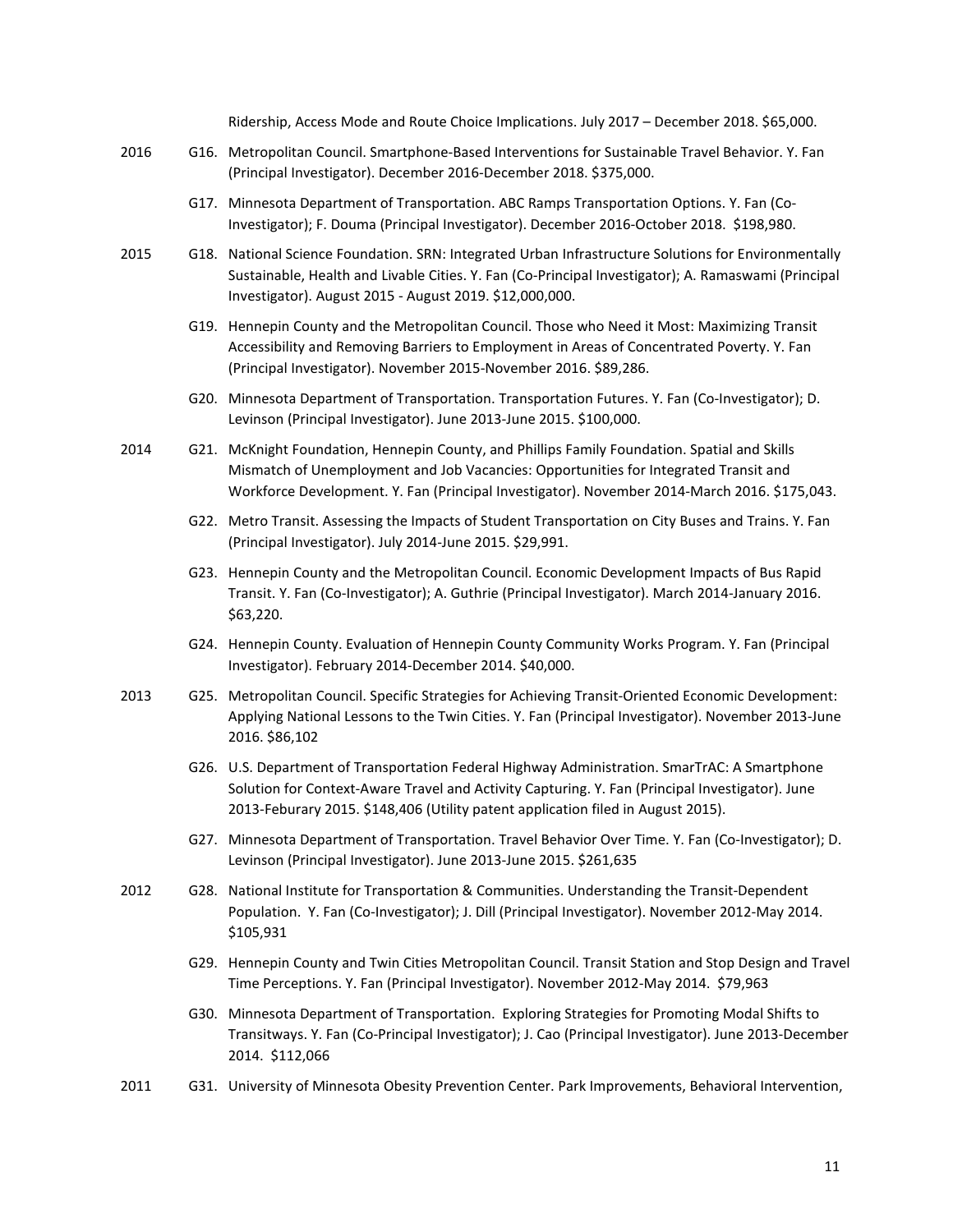Ridership, Access Mode and Route Choice Implications. July 2017 – December 2018. $65,000.

2016

G16. Metropolitan Council. Smartphone-Based Interventions for Sustainable Travel Behavior. Y. Fan (Principal Investigator). December 2016-December 2018. $375,000.

G17. Minnesota Department of Transportation. ABC Ramps Transportation Options. Y. Fan (Co-Investigator); F. Douma (Principal Investigator). December 2016-October 2018. $198,980.

2015

G18. National Science Foundation. SRN: Integrated Urban Infrastructure Solutions for Environmentally Sustainable, Health and Livable Cities. Y. Fan (Co-Principal Investigator); A. Ramaswami (Principal Investigator). August 2015 - August 2019. $12,000,000.

G19. Hennepin County and the Metropolitan Council. Those who Need it Most: Maximizing Transit Accessibility and Removing Barriers to Employment in Areas of Concentrated Poverty. Y. Fan (Principal Investigator). November 2015-November 2016. $89,286.

G20. Minnesota Department of Transportation. Transportation Futures. Y. Fan (Co-Investigator); D. Levinson (Principal Investigator). June 2013-June 2015. $100,000.

2014

G21. McKnight Foundation, Hennepin County, and Phillips Family Foundation. Spatial and Skills Mismatch of Unemployment and Job Vacancies: Opportunities for Integrated Transit and Workforce Development. Y. Fan (Principal Investigator). November 2014-March 2016. $175,043.

G22. Metro Transit. Assessing the Impacts of Student Transportation on City Buses and Trains. Y. Fan (Principal Investigator). July 2014-June 2015. $29,991.

G23. Hennepin County and the Metropolitan Council. Economic Development Impacts of Bus Rapid Transit. Y. Fan (Co-Investigator); A. Guthrie (Principal Investigator). March 2014-January 2016. $63,220.

G24. Hennepin County. Evaluation of Hennepin County Community Works Program. Y. Fan (Principal Investigator). February 2014-December 2014. $40,000.

2013

G25. Metropolitan Council. Specific Strategies for Achieving Transit-Oriented Economic Development: Applying National Lessons to the Twin Cities. Y. Fan (Principal Investigator). November 2013-June 2016. $86,102

G26. U.S. Department of Transportation Federal Highway Administration. SmarTrAC: A Smartphone Solution for Context-Aware Travel and Activity Capturing. Y. Fan (Principal Investigator). June 2013-Feburary 2015. $148,406 (Utility patent application filed in August 2015).

G27. Minnesota Department of Transportation. Travel Behavior Over Time. Y. Fan (Co-Investigator); D. Levinson (Principal Investigator). June 2013-June 2015. $261,635

2012

G28. National Institute for Transportation & Communities. Understanding the Transit-Dependent Population. Y. Fan (Co-Investigator); J. Dill (Principal Investigator). November 2012-May 2014. $105,931

G29. Hennepin County and Twin Cities Metropolitan Council. Transit Station and Stop Design and Travel Time Perceptions. Y. Fan (Principal Investigator). November 2012-May 2014. $79,963

G30. Minnesota Department of Transportation. Exploring Strategies for Promoting Modal Shifts to Transitways. Y. Fan (Co-Principal Investigator); J. Cao (Principal Investigator). June 2013-December 2014. $112,066

2011

G31. University of Minnesota Obesity Prevention Center. Park Improvements, Behavioral Intervention,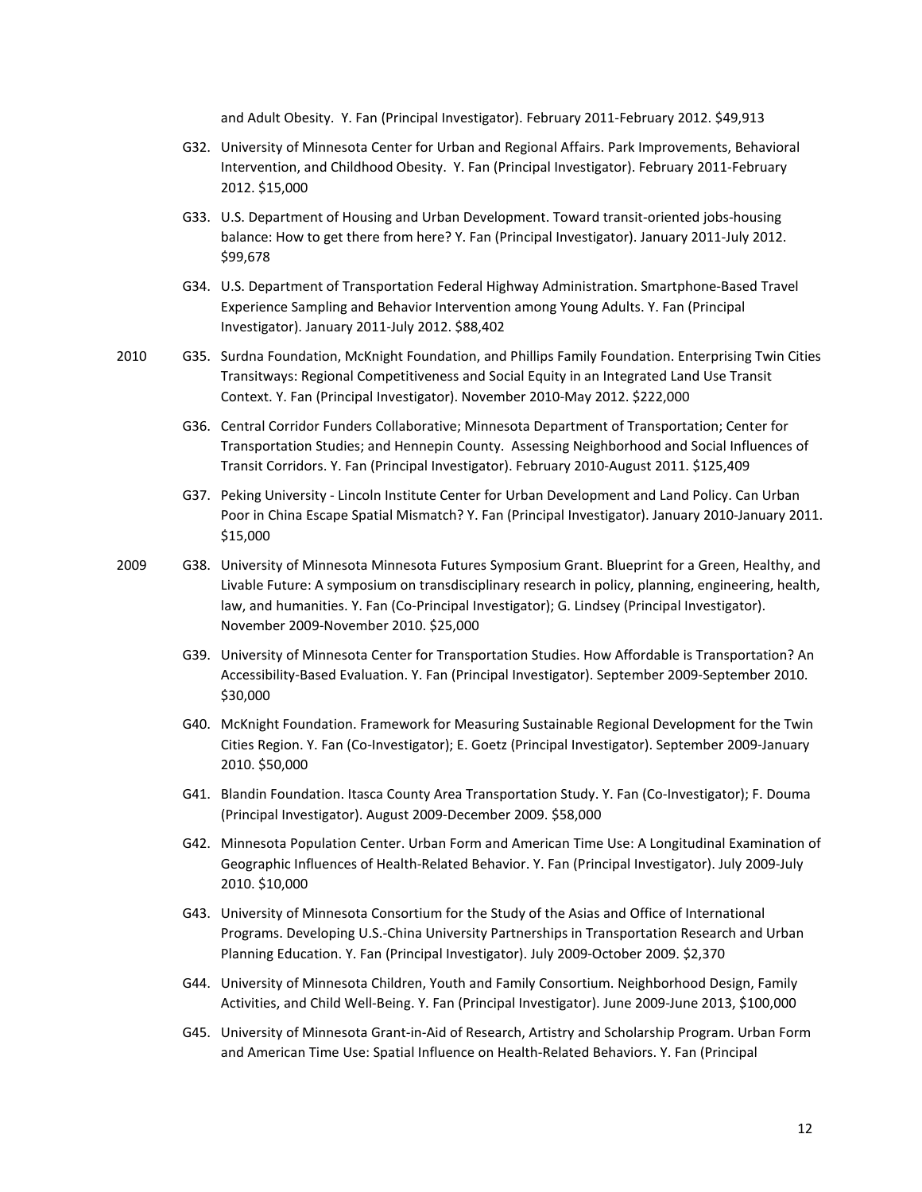and Adult Obesity. Y. Fan (Principal Investigator). February 2011-February 2012. $49,913

G32. University of Minnesota Center for Urban and Regional Affairs. Park Improvements, Behavioral Intervention, and Childhood Obesity. Y. Fan (Principal Investigator). February 2011-February 2012. $15,000

G33. U.S. Department of Housing and Urban Development. Toward transit-oriented jobs-housing balance: How to get there from here? Y. Fan (Principal Investigator). January 2011-July 2012. $99,678

G34. U.S. Department of Transportation Federal Highway Administration. Smartphone-Based Travel Experience Sampling and Behavior Intervention among Young Adults. Y. Fan (Principal Investigator). January 2011-July 2012. $88,402

2010

G35. Surdna Foundation, McKnight Foundation, and Phillips Family Foundation. Enterprising Twin Cities Transitways: Regional Competitiveness and Social Equity in an Integrated Land Use Transit Context. Y. Fan (Principal Investigator). November 2010-May 2012. $222,000

G36. Central Corridor Funders Collaborative; Minnesota Department of Transportation; Center for Transportation Studies; and Hennepin County. Assessing Neighborhood and Social Influences of Transit Corridors. Y. Fan (Principal Investigator). February 2010-August 2011. $125,409

G37. Peking University - Lincoln Institute Center for Urban Development and Land Policy. Can Urban Poor in China Escape Spatial Mismatch? Y. Fan (Principal Investigator). January 2010-January 2011. $15,000

2009

G38. University of Minnesota Minnesota Futures Symposium Grant. Blueprint for a Green, Healthy, and Livable Future: A symposium on transdisciplinary research in policy, planning, engineering, health, law, and humanities. Y. Fan (Co-Principal Investigator); G. Lindsey (Principal Investigator). November 2009-November 2010. $25,000

G39. University of Minnesota Center for Transportation Studies. How Affordable is Transportation? An Accessibility-Based Evaluation. Y. Fan (Principal Investigator). September 2009-September 2010. $30,000

G40. McKnight Foundation. Framework for Measuring Sustainable Regional Development for the Twin Cities Region. Y. Fan (Co-Investigator); E. Goetz (Principal Investigator). September 2009-January 2010. $50,000

G41. Blandin Foundation. Itasca County Area Transportation Study. Y. Fan (Co-Investigator); F. Douma (Principal Investigator). August 2009-December 2009. $58,000

G42. Minnesota Population Center. Urban Form and American Time Use: A Longitudinal Examination of Geographic Influences of Health-Related Behavior. Y. Fan (Principal Investigator). July 2009-July 2010. $10,000

G43. University of Minnesota Consortium for the Study of the Asias and Office of International Programs. Developing U.S.-China University Partnerships in Transportation Research and Urban Planning Education. Y. Fan (Principal Investigator). July 2009-October 2009. $2,370

G44. University of Minnesota Children, Youth and Family Consortium. Neighborhood Design, Family Activities, and Child Well-Being. Y. Fan (Principal Investigator). June 2009-June 2013, $100,000

G45. University of Minnesota Grant-in-Aid of Research, Artistry and Scholarship Program. Urban Form and American Time Use: Spatial Influence on Health-Related Behaviors. Y. Fan (Principal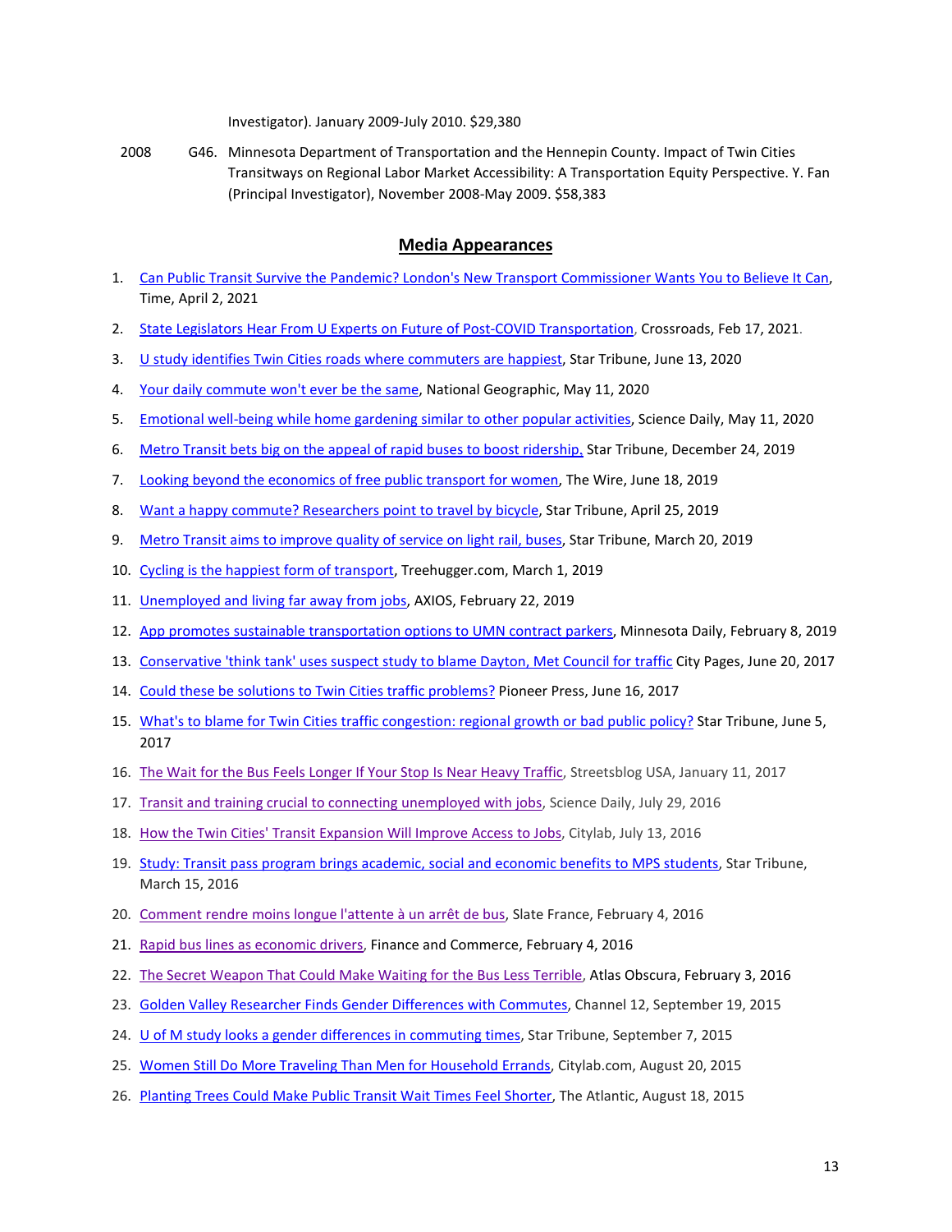Investigator). January 2009-July 2010. $29,380

2008 G46. Minnesota Department of Transportation and the Hennepin County. Impact of Twin Cities Transitways on Regional Labor Market Accessibility: A Transportation Equity Perspective. Y. Fan (Principal Investigator), November 2008-May 2009. $58,383

## Media Appearances

1. Can Public Transit Survive the Pandemic? London's New Transport Commissioner Wants You to Believe It Can, Time, April 2, 2021
2. State Legislators Hear From U Experts on Future of Post-COVID Transportation, Crossroads, Feb 17, 2021.
3. U study identifies Twin Cities roads where commuters are happiest, Star Tribune, June 13, 2020
4. Your daily commute won't ever be the same, National Geographic, May 11, 2020
5. Emotional well-being while home gardening similar to other popular activities, Science Daily, May 11, 2020
6. Metro Transit bets big on the appeal of rapid buses to boost ridership, Star Tribune, December 24, 2019
7. Looking beyond the economics of free public transport for women, The Wire, June 18, 2019
8. Want a happy commute? Researchers point to travel by bicycle, Star Tribune, April 25, 2019
9. Metro Transit aims to improve quality of service on light rail, buses, Star Tribune, March 20, 2019
10. Cycling is the happiest form of transport, Treehugger.com, March 1, 2019
11. Unemployed and living far away from jobs, AXIOS, February 22, 2019
12. App promotes sustainable transportation options to UMN contract parkers, Minnesota Daily, February 8, 2019
13. Conservative 'think tank' uses suspect study to blame Dayton, Met Council for traffic City Pages, June 20, 2017
14. Could these be solutions to Twin Cities traffic problems? Pioneer Press, June 16, 2017
15. What's to blame for Twin Cities traffic congestion: regional growth or bad public policy? Star Tribune, June 5, 2017
16. The Wait for the Bus Feels Longer If Your Stop Is Near Heavy Traffic, Streetsblog USA, January 11, 2017
17. Transit and training crucial to connecting unemployed with jobs, Science Daily, July 29, 2016
18. How the Twin Cities' Transit Expansion Will Improve Access to Jobs, Citylab, July 13, 2016
19. Study: Transit pass program brings academic, social and economic benefits to MPS students, Star Tribune, March 15, 2016
20. Comment rendre moins longue l'attente à un arrêt de bus, Slate France, February 4, 2016
21. Rapid bus lines as economic drivers, Finance and Commerce, February 4, 2016
22. The Secret Weapon That Could Make Waiting for the Bus Less Terrible, Atlas Obscura, February 3, 2016
23. Golden Valley Researcher Finds Gender Differences with Commutes, Channel 12, September 19, 2015
24. U of M study looks a gender differences in commuting times, Star Tribune, September 7, 2015
25. Women Still Do More Traveling Than Men for Household Errands, Citylab.com, August 20, 2015
26. Planting Trees Could Make Public Transit Wait Times Feel Shorter, The Atlantic, August 18, 2015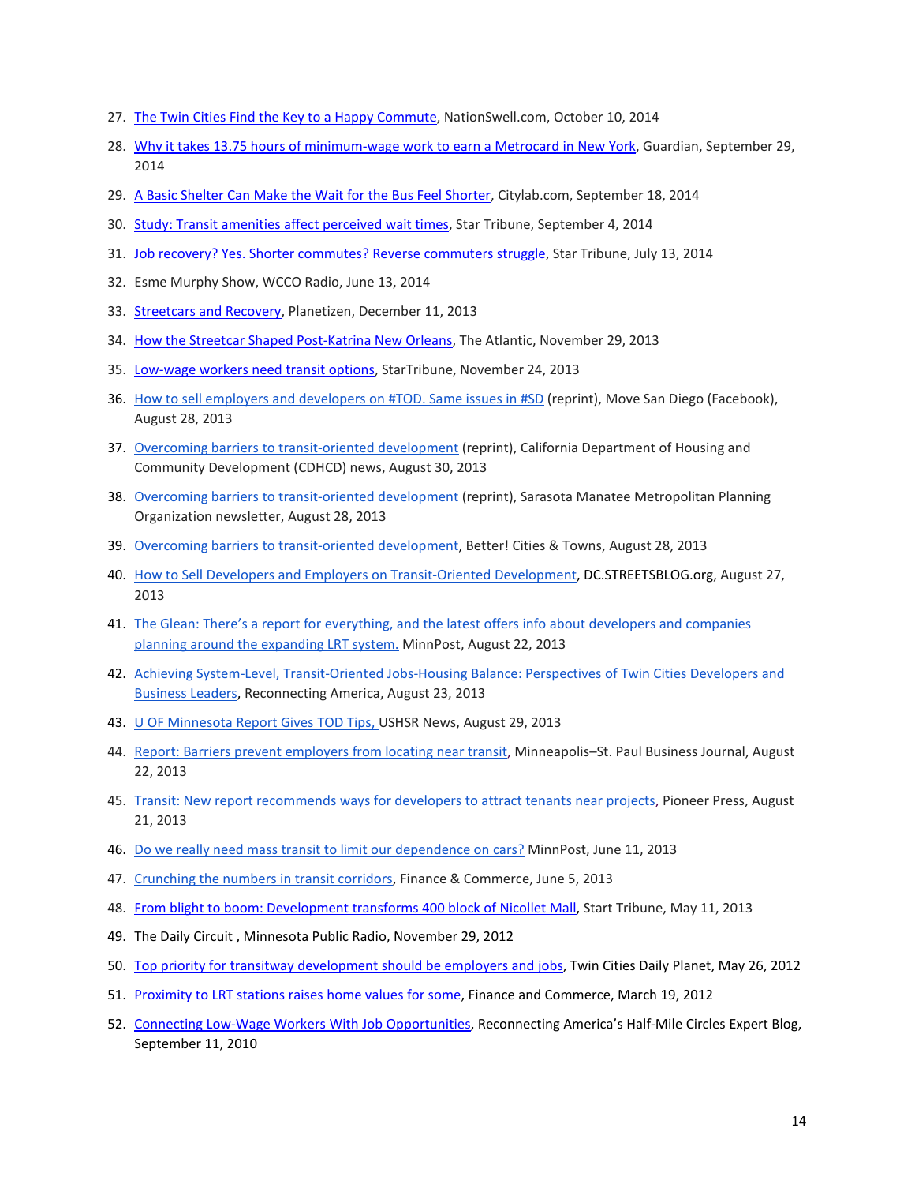27. The Twin Cities Find the Key to a Happy Commute, NationSwell.com, October 10, 2014
28. Why it takes 13.75 hours of minimum-wage work to earn a Metrocard in New York, Guardian, September 29, 2014
29. A Basic Shelter Can Make the Wait for the Bus Feel Shorter, Citylab.com, September 18, 2014
30. Study: Transit amenities affect perceived wait times, Star Tribune, September 4, 2014
31. Job recovery? Yes. Shorter commutes? Reverse commuters struggle, Star Tribune, July 13, 2014
32. Esme Murphy Show, WCCO Radio, June 13, 2014
33. Streetcars and Recovery, Planetizen, December 11, 2013
34. How the Streetcar Shaped Post-Katrina New Orleans, The Atlantic, November 29, 2013
35. Low-wage workers need transit options, StarTribune, November 24, 2013
36. How to sell employers and developers on #TOD. Same issues in #SD (reprint), Move San Diego (Facebook), August 28, 2013
37. Overcoming barriers to transit-oriented development (reprint), California Department of Housing and Community Development (CDHCD) news, August 30, 2013
38. Overcoming barriers to transit-oriented development (reprint), Sarasota Manatee Metropolitan Planning Organization newsletter, August 28, 2013
39. Overcoming barriers to transit-oriented development, Better! Cities & Towns, August 28, 2013
40. How to Sell Developers and Employers on Transit-Oriented Development, DC.STREETSBLOG.org, August 27, 2013
41. The Glean: There's a report for everything, and the latest offers info about developers and companies planning around the expanding LRT system. MinnPost, August 22, 2013
42. Achieving System-Level, Transit-Oriented Jobs-Housing Balance: Perspectives of Twin Cities Developers and Business Leaders, Reconnecting America, August 23, 2013
43. U OF Minnesota Report Gives TOD Tips, USHSR News, August 29, 2013
44. Report: Barriers prevent employers from locating near transit, Minneapolis–St. Paul Business Journal, August 22, 2013
45. Transit: New report recommends ways for developers to attract tenants near projects, Pioneer Press, August 21, 2013
46. Do we really need mass transit to limit our dependence on cars? MinnPost, June 11, 2013
47. Crunching the numbers in transit corridors, Finance & Commerce, June 5, 2013
48. From blight to boom: Development transforms 400 block of Nicollet Mall, Start Tribune, May 11, 2013
49. The Daily Circuit , Minnesota Public Radio, November 29, 2012
50. Top priority for transitway development should be employers and jobs, Twin Cities Daily Planet, May 26, 2012
51. Proximity to LRT stations raises home values for some, Finance and Commerce, March 19, 2012
52. Connecting Low-Wage Workers With Job Opportunities, Reconnecting America's Half-Mile Circles Expert Blog, September 11, 2010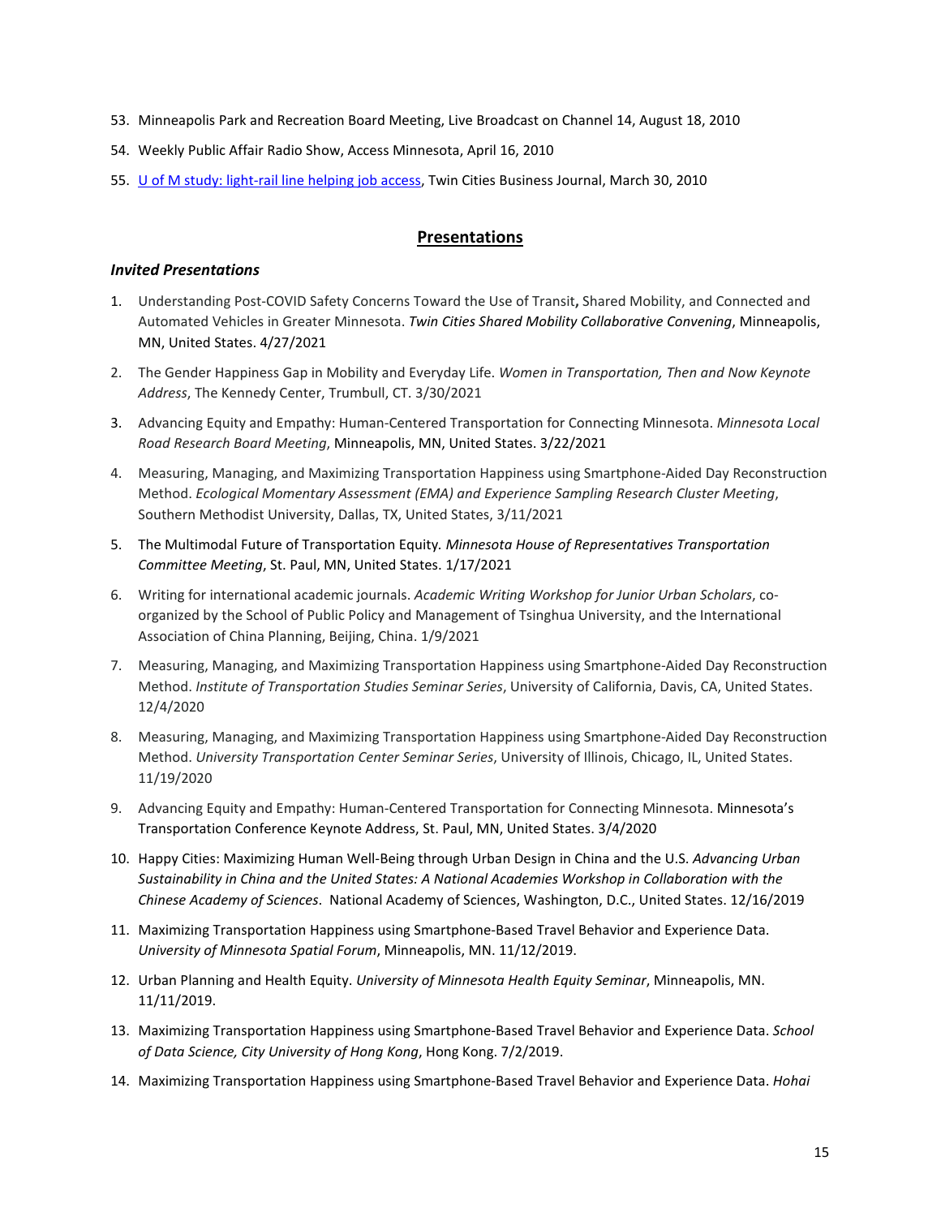53. Minneapolis Park and Recreation Board Meeting, Live Broadcast on Channel 14, August 18, 2010
54. Weekly Public Affair Radio Show, Access Minnesota, April 16, 2010
55. U of M study: light-rail line helping job access, Twin Cities Business Journal, March 30, 2010

## Presentations

### *Invited Presentations*

1. Understanding Post-COVID Safety Concerns Toward the Use of Transit**,** Shared Mobility, and Connected and Automated Vehicles in Greater Minnesota. *Twin Cities Shared Mobility Collaborative Convening*, Minneapolis, MN, United States. 4/27/2021
2. The Gender Happiness Gap in Mobility and Everyday Life. *Women in Transportation, Then and Now Keynote Address*, The Kennedy Center, Trumbull, CT. 3/30/2021
3. Advancing Equity and Empathy: Human-Centered Transportation for Connecting Minnesota. *Minnesota Local Road Research Board Meeting*, Minneapolis, MN, United States. 3/22/2021
4. Measuring, Managing, and Maximizing Transportation Happiness using Smartphone-Aided Day Reconstruction Method. *Ecological Momentary Assessment (EMA) and Experience Sampling Research Cluster Meeting*, Southern Methodist University, Dallas, TX, United States, 3/11/2021
5. The Multimodal Future of Transportation Equity. *Minnesota House of Representatives Transportation Committee Meeting*, St. Paul, MN, United States. 1/17/2021
6. Writing for international academic journals. *Academic Writing Workshop for Junior Urban Scholars*, co-organized by the School of Public Policy and Management of Tsinghua University, and the International Association of China Planning, Beijing, China. 1/9/2021
7. Measuring, Managing, and Maximizing Transportation Happiness using Smartphone-Aided Day Reconstruction Method. *Institute of Transportation Studies Seminar Series*, University of California, Davis, CA, United States. 12/4/2020
8. Measuring, Managing, and Maximizing Transportation Happiness using Smartphone-Aided Day Reconstruction Method. *University Transportation Center Seminar Series*, University of Illinois, Chicago, IL, United States. 11/19/2020
9. Advancing Equity and Empathy: Human-Centered Transportation for Connecting Minnesota. Minnesota's Transportation Conference Keynote Address, St. Paul, MN, United States. 3/4/2020
10. Happy Cities: Maximizing Human Well-Being through Urban Design in China and the U.S. *Advancing Urban Sustainability in China and the United States: A National Academies Workshop in Collaboration with the Chinese Academy of Sciences*. National Academy of Sciences, Washington, D.C., United States. 12/16/2019
11. Maximizing Transportation Happiness using Smartphone-Based Travel Behavior and Experience Data. *University of Minnesota Spatial Forum*, Minneapolis, MN. 11/12/2019.
12. Urban Planning and Health Equity. *University of Minnesota Health Equity Seminar*, Minneapolis, MN. 11/11/2019.
13. Maximizing Transportation Happiness using Smartphone-Based Travel Behavior and Experience Data. *School of Data Science, City University of Hong Kong*, Hong Kong. 7/2/2019.
14. Maximizing Transportation Happiness using Smartphone-Based Travel Behavior and Experience Data. *Hohai*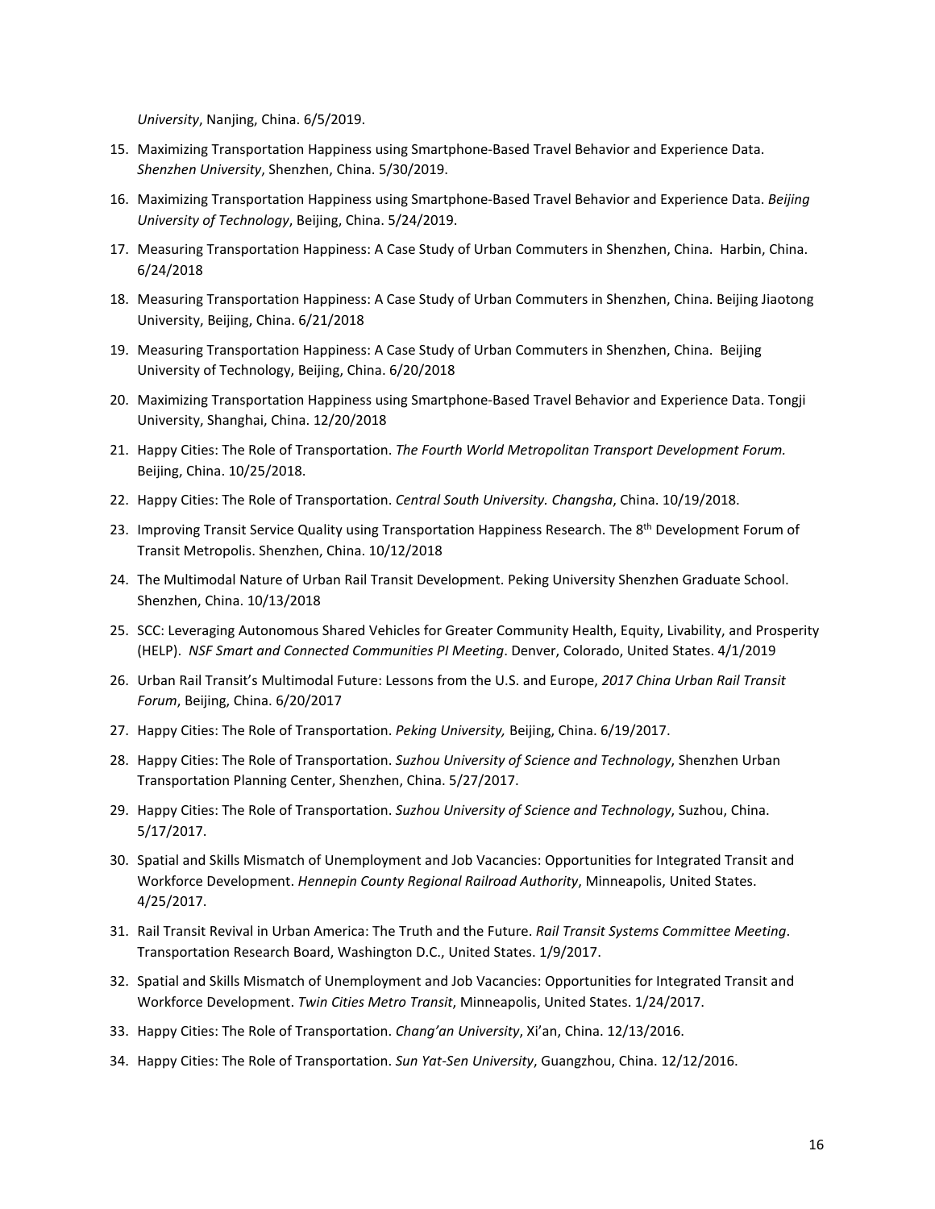*University*, Nanjing, China. 6/5/2019.

15. Maximizing Transportation Happiness using Smartphone-Based Travel Behavior and Experience Data. *Shenzhen University*, Shenzhen, China. 5/30/2019.
16. Maximizing Transportation Happiness using Smartphone-Based Travel Behavior and Experience Data. *Beijing University of Technology*, Beijing, China. 5/24/2019.
17. Measuring Transportation Happiness: A Case Study of Urban Commuters in Shenzhen, China. Harbin, China. 6/24/2018
18. Measuring Transportation Happiness: A Case Study of Urban Commuters in Shenzhen, China. Beijing Jiaotong University, Beijing, China. 6/21/2018
19. Measuring Transportation Happiness: A Case Study of Urban Commuters in Shenzhen, China. Beijing University of Technology, Beijing, China. 6/20/2018
20. Maximizing Transportation Happiness using Smartphone-Based Travel Behavior and Experience Data. Tongji University, Shanghai, China. 12/20/2018
21. Happy Cities: The Role of Transportation. *The Fourth World Metropolitan Transport Development Forum.* Beijing, China. 10/25/2018.
22. Happy Cities: The Role of Transportation. *Central South University. Changsha*, China. 10/19/2018.
23. Improving Transit Service Quality using Transportation Happiness Research. The 8th Development Forum of Transit Metropolis. Shenzhen, China. 10/12/2018
24. The Multimodal Nature of Urban Rail Transit Development. Peking University Shenzhen Graduate School. Shenzhen, China. 10/13/2018
25. SCC: Leveraging Autonomous Shared Vehicles for Greater Community Health, Equity, Livability, and Prosperity (HELP). *NSF Smart and Connected Communities PI Meeting*. Denver, Colorado, United States. 4/1/2019
26. Urban Rail Transit's Multimodal Future: Lessons from the U.S. and Europe, *2017 China Urban Rail Transit Forum*, Beijing, China. 6/20/2017
27. Happy Cities: The Role of Transportation. *Peking University,* Beijing, China. 6/19/2017.
28. Happy Cities: The Role of Transportation. *Suzhou University of Science and Technology*, Shenzhen Urban Transportation Planning Center, Shenzhen, China. 5/27/2017.
29. Happy Cities: The Role of Transportation. *Suzhou University of Science and Technology*, Suzhou, China. 5/17/2017.
30. Spatial and Skills Mismatch of Unemployment and Job Vacancies: Opportunities for Integrated Transit and Workforce Development. *Hennepin County Regional Railroad Authority*, Minneapolis, United States. 4/25/2017.
31. Rail Transit Revival in Urban America: The Truth and the Future. *Rail Transit Systems Committee Meeting*. Transportation Research Board, Washington D.C., United States. 1/9/2017.
32. Spatial and Skills Mismatch of Unemployment and Job Vacancies: Opportunities for Integrated Transit and Workforce Development. *Twin Cities Metro Transit*, Minneapolis, United States. 1/24/2017.
33. Happy Cities: The Role of Transportation. *Chang'an University*, Xi'an, China. 12/13/2016.
34. Happy Cities: The Role of Transportation. *Sun Yat-Sen University*, Guangzhou, China. 12/12/2016.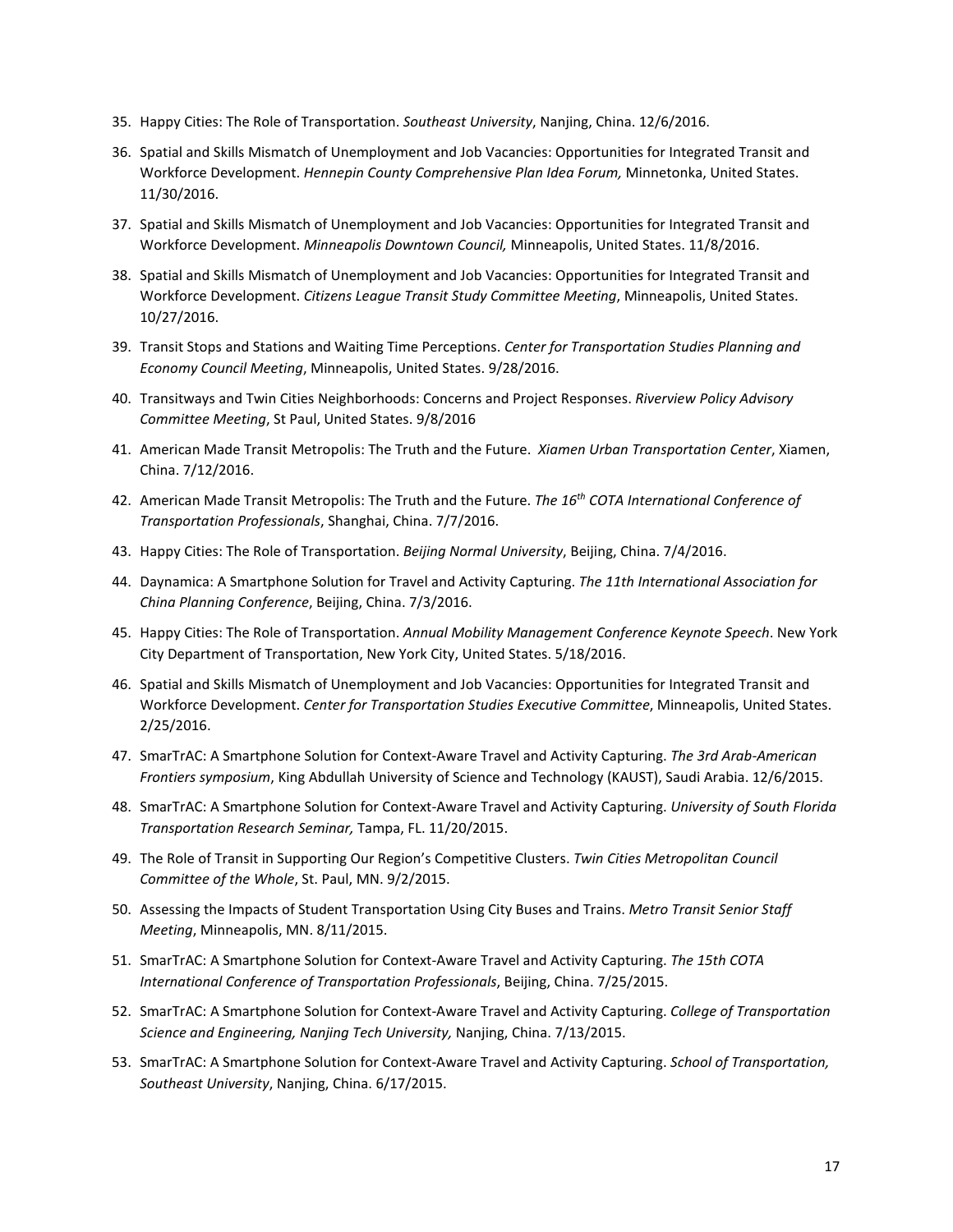35. Happy Cities: The Role of Transportation. *Southeast University*, Nanjing, China. 12/6/2016.
36. Spatial and Skills Mismatch of Unemployment and Job Vacancies: Opportunities for Integrated Transit and Workforce Development. *Hennepin County Comprehensive Plan Idea Forum,* Minnetonka, United States. 11/30/2016.
37. Spatial and Skills Mismatch of Unemployment and Job Vacancies: Opportunities for Integrated Transit and Workforce Development. *Minneapolis Downtown Council,* Minneapolis, United States. 11/8/2016.
38. Spatial and Skills Mismatch of Unemployment and Job Vacancies: Opportunities for Integrated Transit and Workforce Development. *Citizens League Transit Study Committee Meeting*, Minneapolis, United States. 10/27/2016.
39. Transit Stops and Stations and Waiting Time Perceptions. *Center for Transportation Studies Planning and Economy Council Meeting*, Minneapolis, United States. 9/28/2016.
40. Transitways and Twin Cities Neighborhoods: Concerns and Project Responses. *Riverview Policy Advisory Committee Meeting*, St Paul, United States. 9/8/2016
41. American Made Transit Metropolis: The Truth and the Future. *Xiamen Urban Transportation Center*, Xiamen, China. 7/12/2016.
42. American Made Transit Metropolis: The Truth and the Future. *The 16th COTA International Conference of Transportation Professionals*, Shanghai, China. 7/7/2016.
43. Happy Cities: The Role of Transportation. *Beijing Normal University*, Beijing, China. 7/4/2016.
44. Daynamica: A Smartphone Solution for Travel and Activity Capturing. *The 11th International Association for China Planning Conference*, Beijing, China. 7/3/2016.
45. Happy Cities: The Role of Transportation. *Annual Mobility Management Conference Keynote Speech*. New York City Department of Transportation, New York City, United States. 5/18/2016.
46. Spatial and Skills Mismatch of Unemployment and Job Vacancies: Opportunities for Integrated Transit and Workforce Development. *Center for Transportation Studies Executive Committee*, Minneapolis, United States. 2/25/2016.
47. SmarTrAC: A Smartphone Solution for Context-Aware Travel and Activity Capturing. *The 3rd Arab-American Frontiers symposium*, King Abdullah University of Science and Technology (KAUST), Saudi Arabia. 12/6/2015.
48. SmarTrAC: A Smartphone Solution for Context-Aware Travel and Activity Capturing. *University of South Florida Transportation Research Seminar,* Tampa, FL. 11/20/2015.
49. The Role of Transit in Supporting Our Region's Competitive Clusters. *Twin Cities Metropolitan Council Committee of the Whole*, St. Paul, MN. 9/2/2015.
50. Assessing the Impacts of Student Transportation Using City Buses and Trains. *Metro Transit Senior Staff Meeting*, Minneapolis, MN. 8/11/2015.
51. SmarTrAC: A Smartphone Solution for Context-Aware Travel and Activity Capturing. *The 15th COTA International Conference of Transportation Professionals*, Beijing, China. 7/25/2015.
52. SmarTrAC: A Smartphone Solution for Context-Aware Travel and Activity Capturing. *College of Transportation Science and Engineering, Nanjing Tech University,* Nanjing, China. 7/13/2015.
53. SmarTrAC: A Smartphone Solution for Context-Aware Travel and Activity Capturing. *School of Transportation, Southeast University*, Nanjing, China. 6/17/2015.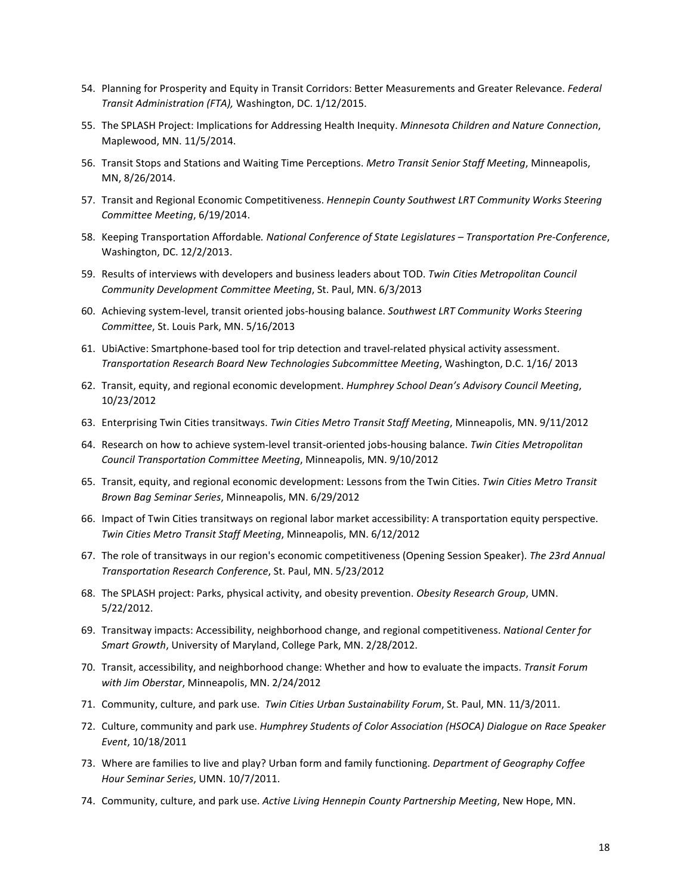54. Planning for Prosperity and Equity in Transit Corridors: Better Measurements and Greater Relevance. *Federal Transit Administration (FTA),* Washington, DC. 1/12/2015.

55. The SPLASH Project: Implications for Addressing Health Inequity. *Minnesota Children and Nature Connection*, Maplewood, MN. 11/5/2014.

56. Transit Stops and Stations and Waiting Time Perceptions. *Metro Transit Senior Staff Meeting*, Minneapolis, MN, 8/26/2014.

57. Transit and Regional Economic Competitiveness. *Hennepin County Southwest LRT Community Works Steering Committee Meeting*, 6/19/2014.

58. Keeping Transportation Affordable*. National Conference of State Legislatures – Transportation Pre-Conference*, Washington, DC. 12/2/2013.

59. Results of interviews with developers and business leaders about TOD. *Twin Cities Metropolitan Council Community Development Committee Meeting*, St. Paul, MN. 6/3/2013

60. Achieving system-level, transit oriented jobs-housing balance. *Southwest LRT Community Works Steering Committee*, St. Louis Park, MN. 5/16/2013

61. UbiActive: Smartphone-based tool for trip detection and travel-related physical activity assessment. *Transportation Research Board New Technologies Subcommittee Meeting*, Washington, D.C. 1/16/ 2013

62. Transit, equity, and regional economic development. *Humphrey School Dean's Advisory Council Meeting*, 10/23/2012

63. Enterprising Twin Cities transitways. *Twin Cities Metro Transit Staff Meeting*, Minneapolis, MN. 9/11/2012

64. Research on how to achieve system-level transit-oriented jobs-housing balance. *Twin Cities Metropolitan Council Transportation Committee Meeting*, Minneapolis, MN. 9/10/2012

65. Transit, equity, and regional economic development: Lessons from the Twin Cities. *Twin Cities Metro Transit Brown Bag Seminar Series*, Minneapolis, MN. 6/29/2012

66. Impact of Twin Cities transitways on regional labor market accessibility: A transportation equity perspective. *Twin Cities Metro Transit Staff Meeting*, Minneapolis, MN. 6/12/2012

67. The role of transitways in our region's economic competitiveness (Opening Session Speaker). *The 23rd Annual Transportation Research Conference*, St. Paul, MN. 5/23/2012

68. The SPLASH project: Parks, physical activity, and obesity prevention. *Obesity Research Group*, UMN. 5/22/2012.

69. Transitway impacts: Accessibility, neighborhood change, and regional competitiveness. *National Center for Smart Growth*, University of Maryland, College Park, MN. 2/28/2012.

70. Transit, accessibility, and neighborhood change: Whether and how to evaluate the impacts. *Transit Forum with Jim Oberstar*, Minneapolis, MN. 2/24/2012

71. Community, culture, and park use. *Twin Cities Urban Sustainability Forum*, St. Paul, MN. 11/3/2011.

72. Culture, community and park use. *Humphrey Students of Color Association (HSOCA) Dialogue on Race Speaker Event*, 10/18/2011

73. Where are families to live and play? Urban form and family functioning. *Department of Geography Coffee Hour Seminar Series*, UMN. 10/7/2011.

74. Community, culture, and park use. *Active Living Hennepin County Partnership Meeting*, New Hope, MN.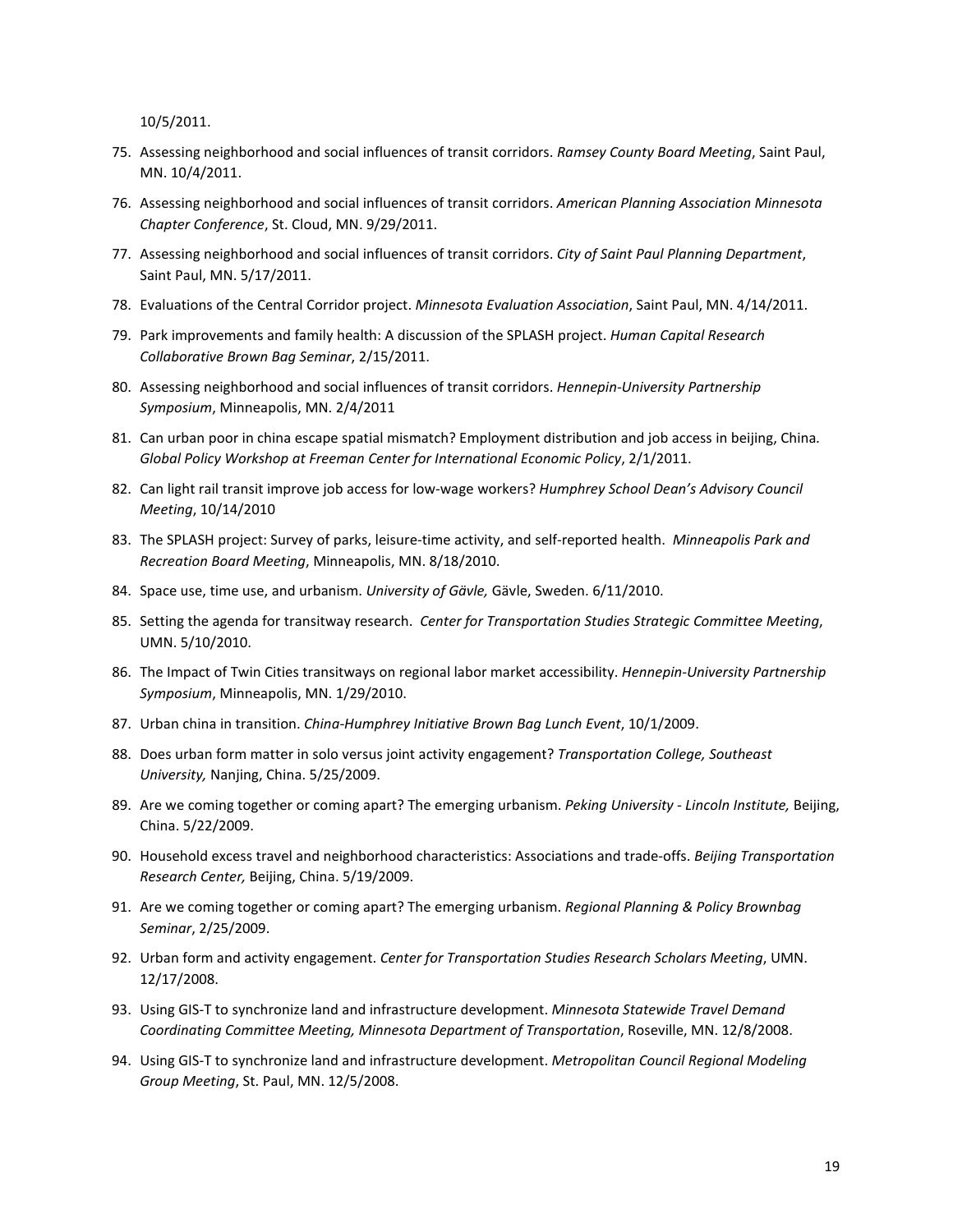10/5/2011.

75. Assessing neighborhood and social influences of transit corridors. *Ramsey County Board Meeting*, Saint Paul, MN. 10/4/2011.
76. Assessing neighborhood and social influences of transit corridors. *American Planning Association Minnesota Chapter Conference*, St. Cloud, MN. 9/29/2011.
77. Assessing neighborhood and social influences of transit corridors. *City of Saint Paul Planning Department*, Saint Paul, MN. 5/17/2011.
78. Evaluations of the Central Corridor project. *Minnesota Evaluation Association*, Saint Paul, MN. 4/14/2011.
79. Park improvements and family health: A discussion of the SPLASH project. *Human Capital Research Collaborative Brown Bag Seminar*, 2/15/2011.
80. Assessing neighborhood and social influences of transit corridors. *Hennepin-University Partnership Symposium*, Minneapolis, MN. 2/4/2011
81. Can urban poor in china escape spatial mismatch? Employment distribution and job access in beijing, China. *Global Policy Workshop at Freeman Center for International Economic Policy*, 2/1/2011.
82. Can light rail transit improve job access for low-wage workers? *Humphrey School Dean's Advisory Council Meeting*, 10/14/2010
83. The SPLASH project: Survey of parks, leisure-time activity, and self-reported health. *Minneapolis Park and Recreation Board Meeting*, Minneapolis, MN. 8/18/2010.
84. Space use, time use, and urbanism. *University of Gävle,* Gävle, Sweden. 6/11/2010.
85. Setting the agenda for transitway research. *Center for Transportation Studies Strategic Committee Meeting*, UMN. 5/10/2010.
86. The Impact of Twin Cities transitways on regional labor market accessibility. *Hennepin-University Partnership Symposium*, Minneapolis, MN. 1/29/2010.
87. Urban china in transition. *China-Humphrey Initiative Brown Bag Lunch Event*, 10/1/2009.
88. Does urban form matter in solo versus joint activity engagement? *Transportation College, Southeast University,* Nanjing, China. 5/25/2009.
89. Are we coming together or coming apart? The emerging urbanism. *Peking University - Lincoln Institute,* Beijing, China. 5/22/2009.
90. Household excess travel and neighborhood characteristics: Associations and trade-offs. *Beijing Transportation Research Center,* Beijing, China. 5/19/2009.
91. Are we coming together or coming apart? The emerging urbanism. *Regional Planning & Policy Brownbag Seminar*, 2/25/2009.
92. Urban form and activity engagement. *Center for Transportation Studies Research Scholars Meeting*, UMN. 12/17/2008.
93. Using GIS-T to synchronize land and infrastructure development. *Minnesota Statewide Travel Demand Coordinating Committee Meeting, Minnesota Department of Transportation*, Roseville, MN. 12/8/2008.
94. Using GIS-T to synchronize land and infrastructure development. *Metropolitan Council Regional Modeling Group Meeting*, St. Paul, MN. 12/5/2008.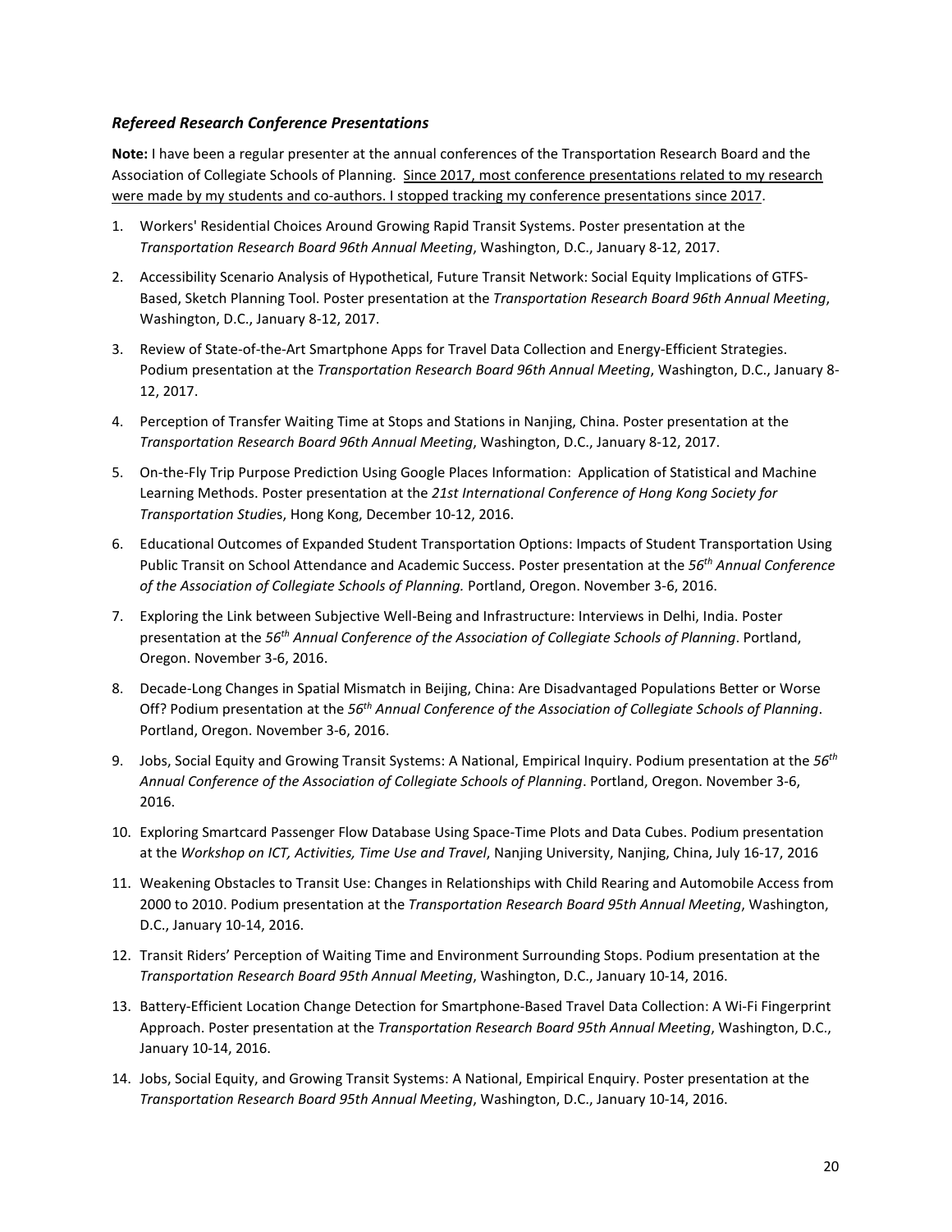### *Refereed Research Conference Presentations*

**Note:** I have been a regular presenter at the annual conferences of the Transportation Research Board and the Association of Collegiate Schools of Planning. <u>Since 2017, most conference presentations related to my research were made by my students and co-authors. I stopped tracking my conference presentations since 2017</u>.

1. Workers' Residential Choices Around Growing Rapid Transit Systems. Poster presentation at the *Transportation Research Board 96th Annual Meeting*, Washington, D.C., January 8-12, 2017.
2. Accessibility Scenario Analysis of Hypothetical, Future Transit Network: Social Equity Implications of GTFS-Based, Sketch Planning Tool. Poster presentation at the *Transportation Research Board 96th Annual Meeting*, Washington, D.C., January 8-12, 2017.
3. Review of State-of-the-Art Smartphone Apps for Travel Data Collection and Energy-Efficient Strategies. Podium presentation at the *Transportation Research Board 96th Annual Meeting*, Washington, D.C., January 8-12, 2017.
4. Perception of Transfer Waiting Time at Stops and Stations in Nanjing, China. Poster presentation at the *Transportation Research Board 96th Annual Meeting*, Washington, D.C., January 8-12, 2017.
5. On-the-Fly Trip Purpose Prediction Using Google Places Information: Application of Statistical and Machine Learning Methods. Poster presentation at the *21st International Conference of Hong Kong Society for Transportation Studie*s, Hong Kong, December 10-12, 2016.
6. Educational Outcomes of Expanded Student Transportation Options: Impacts of Student Transportation Using Public Transit on School Attendance and Academic Success. Poster presentation at the *56th Annual Conference of the Association of Collegiate Schools of Planning.* Portland, Oregon. November 3-6, 2016.
7. Exploring the Link between Subjective Well-Being and Infrastructure: Interviews in Delhi, India. Poster presentation at the *56th Annual Conference of the Association of Collegiate Schools of Planning*. Portland, Oregon. November 3-6, 2016.
8. Decade-Long Changes in Spatial Mismatch in Beijing, China: Are Disadvantaged Populations Better or Worse Off? Podium presentation at the *56th Annual Conference of the Association of Collegiate Schools of Planning*. Portland, Oregon. November 3-6, 2016.
9. Jobs, Social Equity and Growing Transit Systems: A National, Empirical Inquiry. Podium presentation at the *56th Annual Conference of the Association of Collegiate Schools of Planning*. Portland, Oregon. November 3-6, 2016.
10. Exploring Smartcard Passenger Flow Database Using Space-Time Plots and Data Cubes. Podium presentation at the *Workshop on ICT, Activities, Time Use and Travel*, Nanjing University, Nanjing, China, July 16-17, 2016
11. Weakening Obstacles to Transit Use: Changes in Relationships with Child Rearing and Automobile Access from 2000 to 2010. Podium presentation at the *Transportation Research Board 95th Annual Meeting*, Washington, D.C., January 10-14, 2016.
12. Transit Riders' Perception of Waiting Time and Environment Surrounding Stops. Podium presentation at the *Transportation Research Board 95th Annual Meeting*, Washington, D.C., January 10-14, 2016.
13. Battery-Efficient Location Change Detection for Smartphone-Based Travel Data Collection: A Wi-Fi Fingerprint Approach. Poster presentation at the *Transportation Research Board 95th Annual Meeting*, Washington, D.C., January 10-14, 2016.
14. Jobs, Social Equity, and Growing Transit Systems: A National, Empirical Enquiry. Poster presentation at the *Transportation Research Board 95th Annual Meeting*, Washington, D.C., January 10-14, 2016.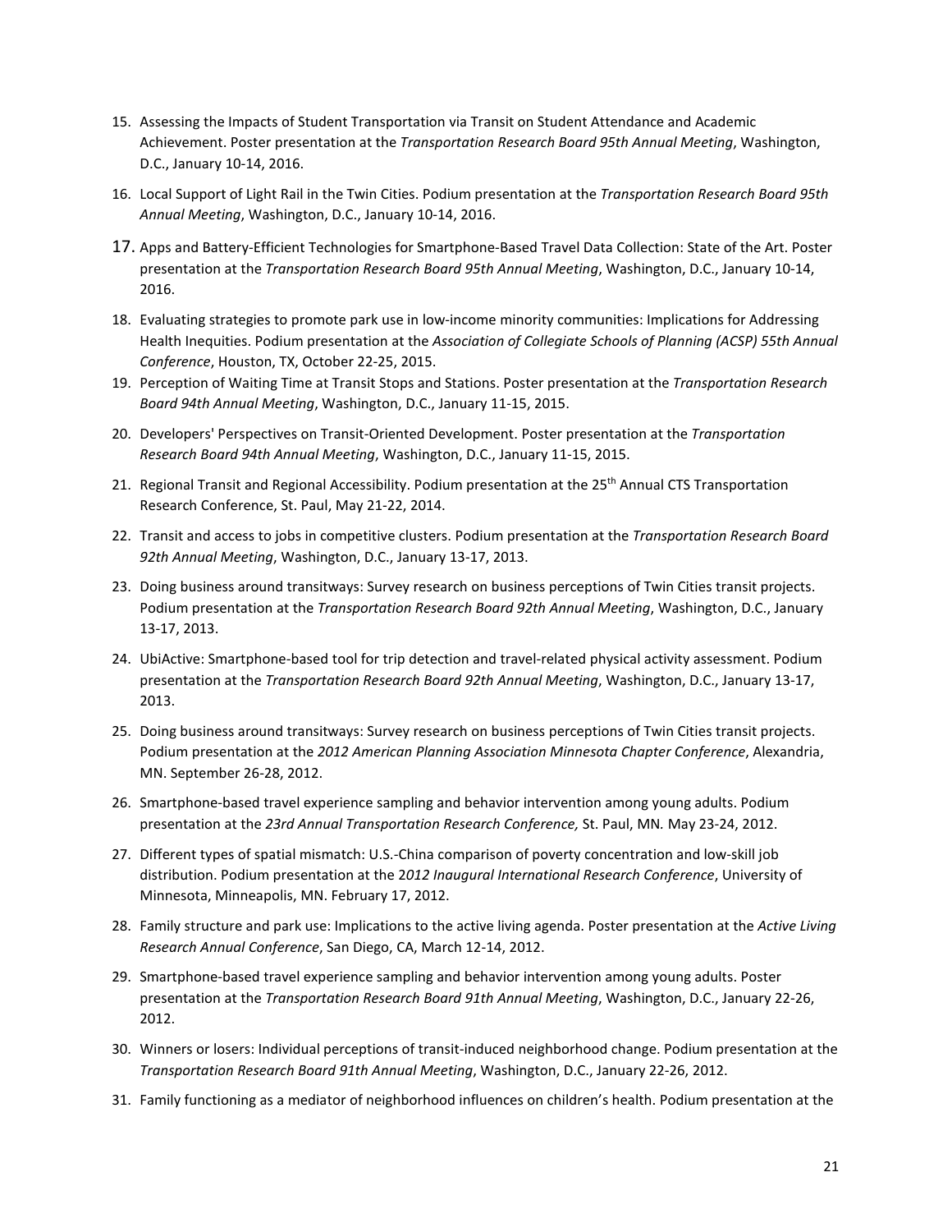15. Assessing the Impacts of Student Transportation via Transit on Student Attendance and Academic Achievement. Poster presentation at the *Transportation Research Board 95th Annual Meeting*, Washington, D.C., January 10-14, 2016.
16. Local Support of Light Rail in the Twin Cities. Podium presentation at the *Transportation Research Board 95th Annual Meeting*, Washington, D.C., January 10-14, 2016.
17. Apps and Battery-Efficient Technologies for Smartphone-Based Travel Data Collection: State of the Art. Poster presentation at the *Transportation Research Board 95th Annual Meeting*, Washington, D.C., January 10-14, 2016.
18. Evaluating strategies to promote park use in low-income minority communities: Implications for Addressing Health Inequities. Podium presentation at the *Association of Collegiate Schools of Planning (ACSP) 55th Annual Conference*, Houston, TX, October 22-25, 2015.
19. Perception of Waiting Time at Transit Stops and Stations. Poster presentation at the *Transportation Research Board 94th Annual Meeting*, Washington, D.C., January 11-15, 2015.
20. Developers' Perspectives on Transit-Oriented Development. Poster presentation at the *Transportation Research Board 94th Annual Meeting*, Washington, D.C., January 11-15, 2015.
21. Regional Transit and Regional Accessibility. Podium presentation at the 25th Annual CTS Transportation Research Conference, St. Paul, May 21-22, 2014.
22. Transit and access to jobs in competitive clusters. Podium presentation at the *Transportation Research Board 92th Annual Meeting*, Washington, D.C., January 13-17, 2013.
23. Doing business around transitways: Survey research on business perceptions of Twin Cities transit projects. Podium presentation at the *Transportation Research Board 92th Annual Meeting*, Washington, D.C., January 13-17, 2013.
24. UbiActive: Smartphone-based tool for trip detection and travel-related physical activity assessment. Podium presentation at the *Transportation Research Board 92th Annual Meeting*, Washington, D.C., January 13-17, 2013.
25. Doing business around transitways: Survey research on business perceptions of Twin Cities transit projects. Podium presentation at the *2012 American Planning Association Minnesota Chapter Conference*, Alexandria, MN. September 26-28, 2012.
26. Smartphone-based travel experience sampling and behavior intervention among young adults. Podium presentation at the *23rd Annual Transportation Research Conference,* St. Paul, MN. May 23-24, 2012.
27. Different types of spatial mismatch: U.S.-China comparison of poverty concentration and low-skill job distribution. Podium presentation at the *2012 Inaugural International Research Conference*, University of Minnesota, Minneapolis, MN. February 17, 2012.
28. Family structure and park use: Implications to the active living agenda. Poster presentation at the *Active Living Research Annual Conference*, San Diego, CA, March 12-14, 2012.
29. Smartphone-based travel experience sampling and behavior intervention among young adults. Poster presentation at the *Transportation Research Board 91th Annual Meeting*, Washington, D.C., January 22-26, 2012.
30. Winners or losers: Individual perceptions of transit-induced neighborhood change. Podium presentation at the *Transportation Research Board 91th Annual Meeting*, Washington, D.C., January 22-26, 2012.
31. Family functioning as a mediator of neighborhood influences on children's health. Podium presentation at the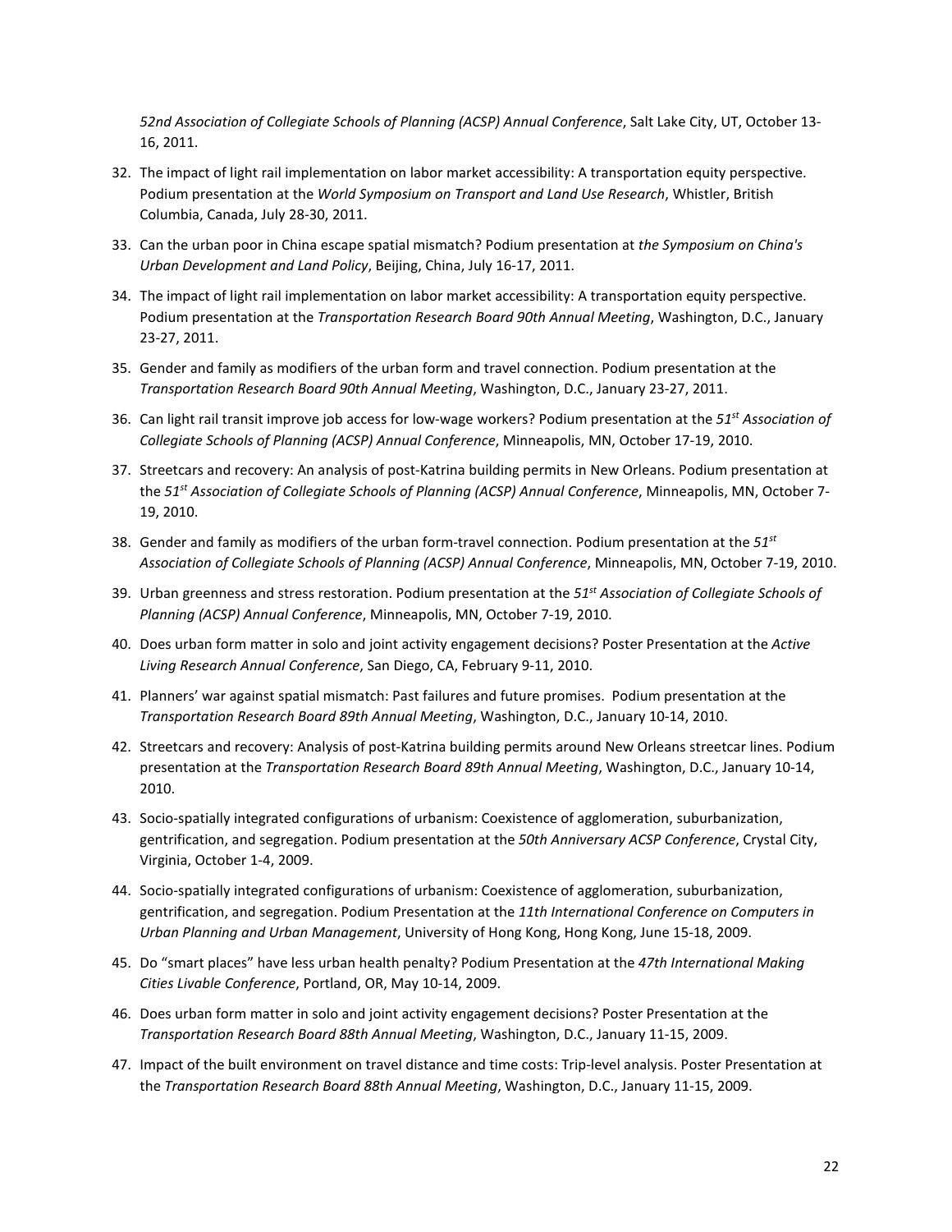*52nd Association of Collegiate Schools of Planning (ACSP) Annual Conference*, Salt Lake City, UT, October 13-16, 2011.

32. The impact of light rail implementation on labor market accessibility: A transportation equity perspective. Podium presentation at the *World Symposium on Transport and Land Use Research*, Whistler, British Columbia, Canada, July 28-30, 2011.
33. Can the urban poor in China escape spatial mismatch? Podium presentation at *the Symposium on China's Urban Development and Land Policy*, Beijing, China, July 16-17, 2011.
34. The impact of light rail implementation on labor market accessibility: A transportation equity perspective. Podium presentation at the *Transportation Research Board 90th Annual Meeting*, Washington, D.C., January 23-27, 2011.
35. Gender and family as modifiers of the urban form and travel connection. Podium presentation at the *Transportation Research Board 90th Annual Meeting*, Washington, D.C., January 23-27, 2011.
36. Can light rail transit improve job access for low-wage workers? Podium presentation at the *51st Association of Collegiate Schools of Planning (ACSP) Annual Conference*, Minneapolis, MN, October 17-19, 2010.
37. Streetcars and recovery: An analysis of post-Katrina building permits in New Orleans. Podium presentation at the *51st Association of Collegiate Schools of Planning (ACSP) Annual Conference*, Minneapolis, MN, October 7-19, 2010.
38. Gender and family as modifiers of the urban form-travel connection. Podium presentation at the *51st Association of Collegiate Schools of Planning (ACSP) Annual Conference*, Minneapolis, MN, October 7-19, 2010.
39. Urban greenness and stress restoration. Podium presentation at the *51st Association of Collegiate Schools of Planning (ACSP) Annual Conference*, Minneapolis, MN, October 7-19, 2010.
40. Does urban form matter in solo and joint activity engagement decisions? Poster Presentation at the *Active Living Research Annual Conference*, San Diego, CA, February 9-11, 2010.
41. Planners' war against spatial mismatch: Past failures and future promises. Podium presentation at the *Transportation Research Board 89th Annual Meeting*, Washington, D.C., January 10-14, 2010.
42. Streetcars and recovery: Analysis of post-Katrina building permits around New Orleans streetcar lines. Podium presentation at the *Transportation Research Board 89th Annual Meeting*, Washington, D.C., January 10-14, 2010.
43. Socio-spatially integrated configurations of urbanism: Coexistence of agglomeration, suburbanization, gentrification, and segregation. Podium presentation at the *50th Anniversary ACSP Conference*, Crystal City, Virginia, October 1-4, 2009.
44. Socio-spatially integrated configurations of urbanism: Coexistence of agglomeration, suburbanization, gentrification, and segregation. Podium Presentation at the *11th International Conference on Computers in Urban Planning and Urban Management*, University of Hong Kong, Hong Kong, June 15-18, 2009.
45. Do "smart places" have less urban health penalty? Podium Presentation at the *47th International Making Cities Livable Conference*, Portland, OR, May 10-14, 2009.
46. Does urban form matter in solo and joint activity engagement decisions? Poster Presentation at the *Transportation Research Board 88th Annual Meeting*, Washington, D.C., January 11-15, 2009.
47. Impact of the built environment on travel distance and time costs: Trip-level analysis. Poster Presentation at the *Transportation Research Board 88th Annual Meeting*, Washington, D.C., January 11-15, 2009.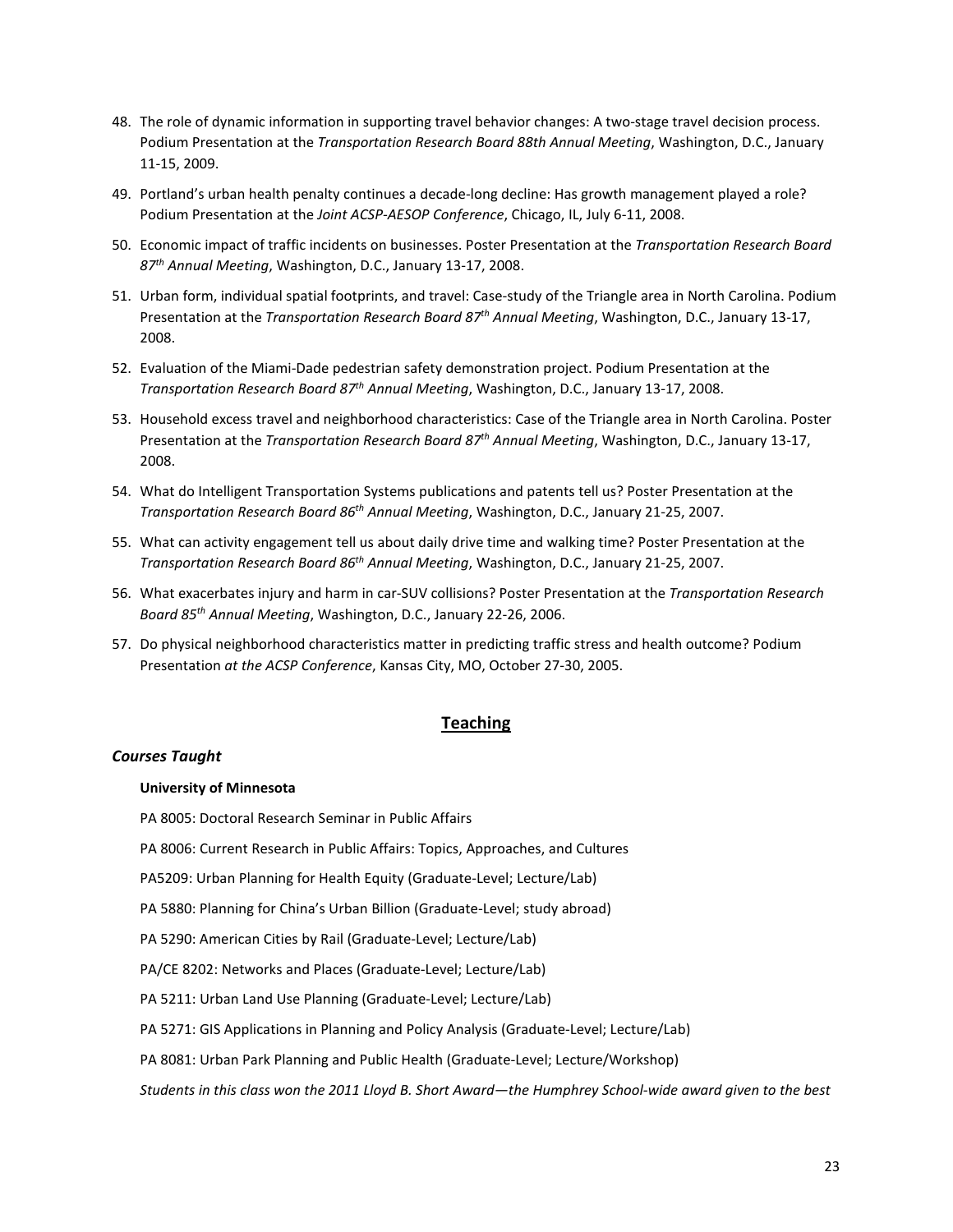48. The role of dynamic information in supporting travel behavior changes: A two-stage travel decision process. Podium Presentation at the *Transportation Research Board 88th Annual Meeting*, Washington, D.C., January 11-15, 2009.
49. Portland's urban health penalty continues a decade-long decline: Has growth management played a role? Podium Presentation at the *Joint ACSP-AESOP Conference*, Chicago, IL, July 6-11, 2008.
50. Economic impact of traffic incidents on businesses. Poster Presentation at the *Transportation Research Board 87th Annual Meeting*, Washington, D.C., January 13-17, 2008.
51. Urban form, individual spatial footprints, and travel: Case-study of the Triangle area in North Carolina. Podium Presentation at the *Transportation Research Board 87th Annual Meeting*, Washington, D.C., January 13-17, 2008.
52. Evaluation of the Miami-Dade pedestrian safety demonstration project. Podium Presentation at the *Transportation Research Board 87th Annual Meeting*, Washington, D.C., January 13-17, 2008.
53. Household excess travel and neighborhood characteristics: Case of the Triangle area in North Carolina. Poster Presentation at the *Transportation Research Board 87th Annual Meeting*, Washington, D.C., January 13-17, 2008.
54. What do Intelligent Transportation Systems publications and patents tell us? Poster Presentation at the *Transportation Research Board 86th Annual Meeting*, Washington, D.C., January 21-25, 2007.
55. What can activity engagement tell us about daily drive time and walking time? Poster Presentation at the *Transportation Research Board 86th Annual Meeting*, Washington, D.C., January 21-25, 2007.
56. What exacerbates injury and harm in car-SUV collisions? Poster Presentation at the *Transportation Research Board 85th Annual Meeting*, Washington, D.C., January 22-26, 2006.
57. Do physical neighborhood characteristics matter in predicting traffic stress and health outcome? Podium Presentation *at the ACSP Conference*, Kansas City, MO, October 27-30, 2005.

## Teaching

### *Courses Taught*

**University of Minnesota**

PA 8005: Doctoral Research Seminar in Public Affairs

PA 8006: Current Research in Public Affairs: Topics, Approaches, and Cultures

PA5209: Urban Planning for Health Equity (Graduate-Level; Lecture/Lab)

PA 5880: Planning for China's Urban Billion (Graduate-Level; study abroad)

PA 5290: American Cities by Rail (Graduate-Level; Lecture/Lab)

PA/CE 8202: Networks and Places (Graduate-Level; Lecture/Lab)

PA 5211: Urban Land Use Planning (Graduate-Level; Lecture/Lab)

PA 5271: GIS Applications in Planning and Policy Analysis (Graduate-Level; Lecture/Lab)

PA 8081: Urban Park Planning and Public Health (Graduate-Level; Lecture/Workshop)

*Students in this class won the 2011 Lloyd B. Short Award—the Humphrey School-wide award given to the best*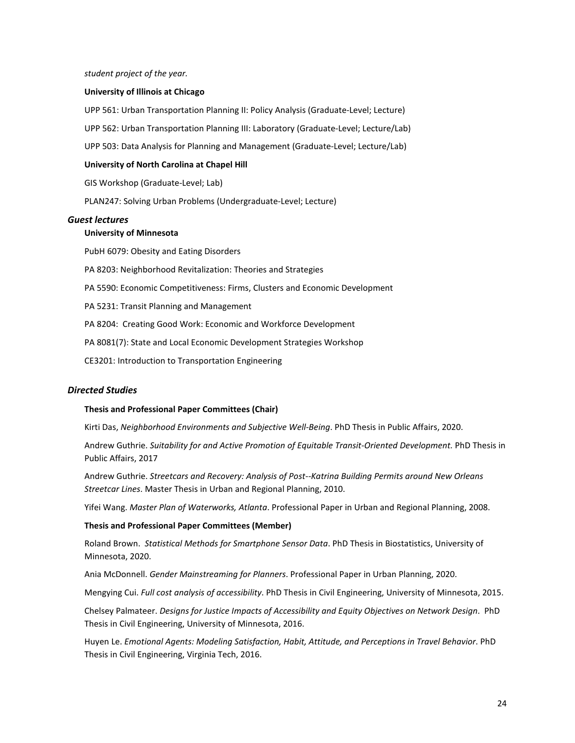*student project of the year.*

**University of Illinois at Chicago**

UPP 561: Urban Transportation Planning II: Policy Analysis (Graduate-Level; Lecture)

UPP 562: Urban Transportation Planning III: Laboratory (Graduate-Level; Lecture/Lab)

UPP 503: Data Analysis for Planning and Management (Graduate-Level; Lecture/Lab)

**University of North Carolina at Chapel Hill**

GIS Workshop (Graduate-Level; Lab)

PLAN247: Solving Urban Problems (Undergraduate-Level; Lecture)

### *Guest lectures*

**University of Minnesota**

PubH 6079: Obesity and Eating Disorders

PA 8203: Neighborhood Revitalization: Theories and Strategies

PA 5590: Economic Competitiveness: Firms, Clusters and Economic Development

PA 5231: Transit Planning and Management

PA 8204: Creating Good Work: Economic and Workforce Development

PA 8081(7): State and Local Economic Development Strategies Workshop

CE3201: Introduction to Transportation Engineering

### *Directed Studies*

**Thesis and Professional Paper Committees (Chair)**

Kirti Das, *Neighborhood Environments and Subjective Well-Being*. PhD Thesis in Public Affairs, 2020.

Andrew Guthrie. *Suitability for and Active Promotion of Equitable Transit-Oriented Development.* PhD Thesis in Public Affairs, 2017

Andrew Guthrie. *Streetcars and Recovery: Analysis of Post--Katrina Building Permits around New Orleans Streetcar Lines*. Master Thesis in Urban and Regional Planning, 2010.

Yifei Wang. *Master Plan of Waterworks, Atlanta*. Professional Paper in Urban and Regional Planning, 2008.

**Thesis and Professional Paper Committees (Member)**

Roland Brown. *Statistical Methods for Smartphone Sensor Data*. PhD Thesis in Biostatistics, University of Minnesota, 2020.

Ania McDonnell. *Gender Mainstreaming for Planners*. Professional Paper in Urban Planning, 2020.

Mengying Cui. *Full cost analysis of accessibility*. PhD Thesis in Civil Engineering, University of Minnesota, 2015.

Chelsey Palmateer. *Designs for Justice Impacts of Accessibility and Equity Objectives on Network Design*. PhD Thesis in Civil Engineering, University of Minnesota, 2016.

Huyen Le. *Emotional Agents: Modeling Satisfaction, Habit, Attitude, and Perceptions in Travel Behavior*. PhD Thesis in Civil Engineering, Virginia Tech, 2016.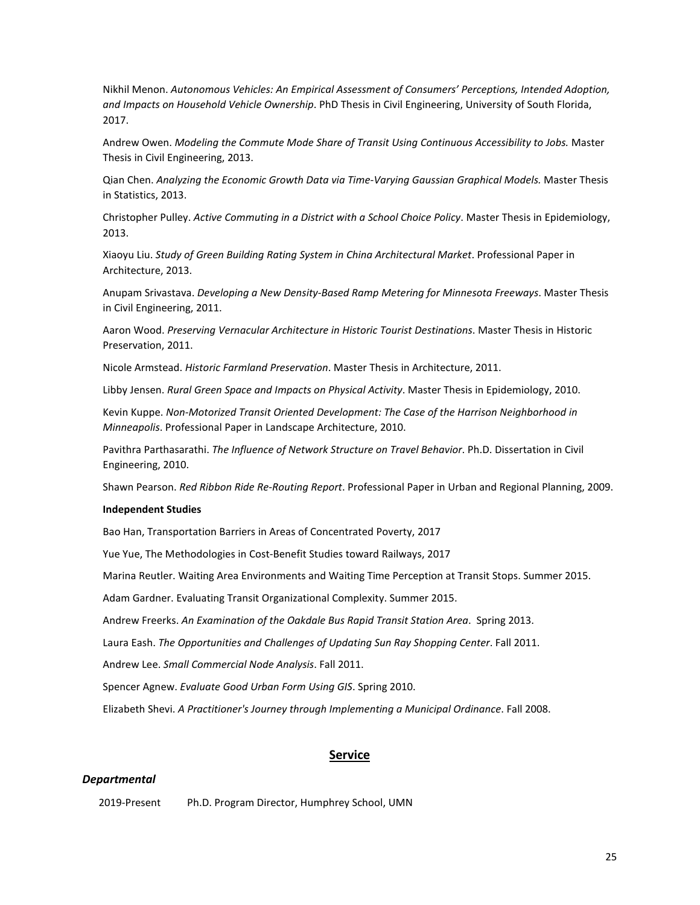Nikhil Menon. *Autonomous Vehicles: An Empirical Assessment of Consumers' Perceptions, Intended Adoption, and Impacts on Household Vehicle Ownership*. PhD Thesis in Civil Engineering, University of South Florida, 2017.

Andrew Owen. *Modeling the Commute Mode Share of Transit Using Continuous Accessibility to Jobs.* Master Thesis in Civil Engineering, 2013.

Qian Chen. *Analyzing the Economic Growth Data via Time-Varying Gaussian Graphical Models.* Master Thesis in Statistics, 2013.

Christopher Pulley. *Active Commuting in a District with a School Choice Policy*. Master Thesis in Epidemiology, 2013.

Xiaoyu Liu. *Study of Green Building Rating System in China Architectural Market*. Professional Paper in Architecture, 2013.

Anupam Srivastava. *Developing a New Density-Based Ramp Metering for Minnesota Freeways*. Master Thesis in Civil Engineering, 2011.

Aaron Wood. *Preserving Vernacular Architecture in Historic Tourist Destinations*. Master Thesis in Historic Preservation, 2011.

Nicole Armstead. *Historic Farmland Preservation*. Master Thesis in Architecture, 2011.

Libby Jensen. *Rural Green Space and Impacts on Physical Activity*. Master Thesis in Epidemiology, 2010.

Kevin Kuppe. *Non-Motorized Transit Oriented Development: The Case of the Harrison Neighborhood in Minneapolis*. Professional Paper in Landscape Architecture, 2010.

Pavithra Parthasarathi. *The Influence of Network Structure on Travel Behavior*. Ph.D. Dissertation in Civil Engineering, 2010.

Shawn Pearson. *Red Ribbon Ride Re-Routing Report*. Professional Paper in Urban and Regional Planning, 2009.

**Independent Studies**

Bao Han, Transportation Barriers in Areas of Concentrated Poverty, 2017

Yue Yue, The Methodologies in Cost-Benefit Studies toward Railways, 2017

Marina Reutler. Waiting Area Environments and Waiting Time Perception at Transit Stops. Summer 2015.

Adam Gardner. Evaluating Transit Organizational Complexity. Summer 2015.

Andrew Freerks. *An Examination of the Oakdale Bus Rapid Transit Station Area*. Spring 2013.

Laura Eash. *The Opportunities and Challenges of Updating Sun Ray Shopping Center*. Fall 2011.

Andrew Lee. *Small Commercial Node Analysis*. Fall 2011.

Spencer Agnew. *Evaluate Good Urban Form Using GIS*. Spring 2010.

Elizabeth Shevi. *A Practitioner's Journey through Implementing a Municipal Ordinance*. Fall 2008.

## Service

### *Departmental*

2019-Present Ph.D. Program Director, Humphrey School, UMN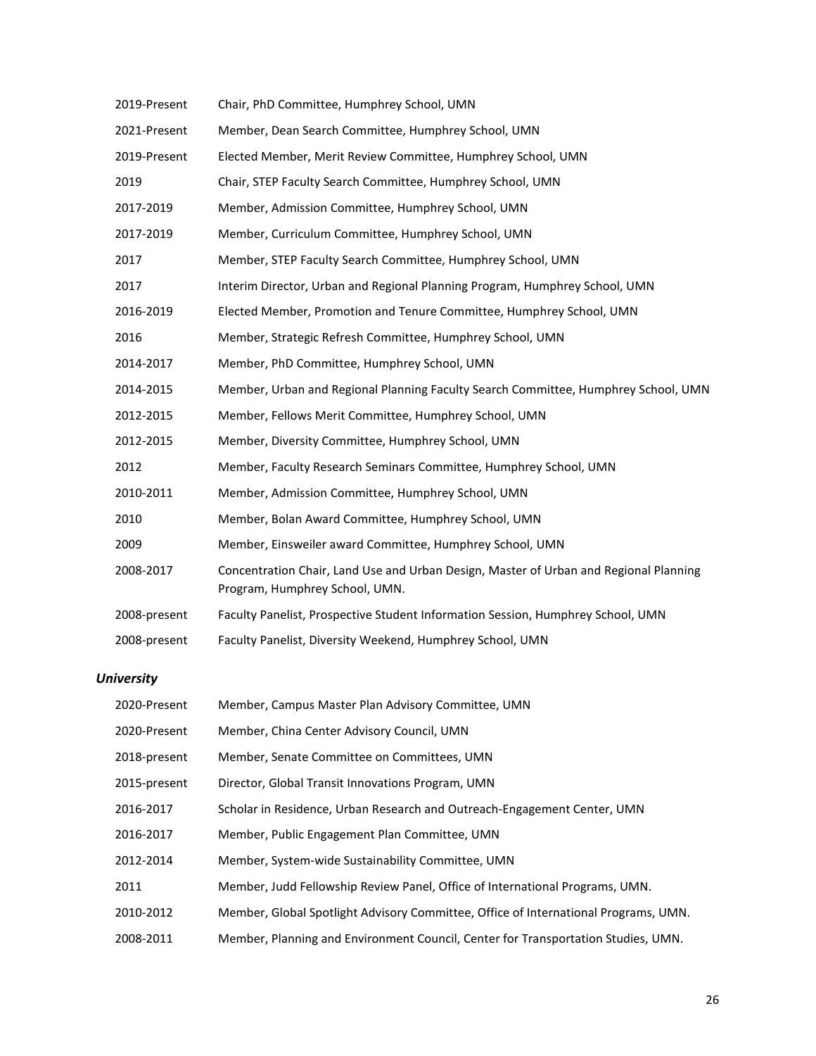2019-Present Chair, PhD Committee, Humphrey School, UMN

2021-Present Member, Dean Search Committee, Humphrey School, UMN

2019-Present Elected Member, Merit Review Committee, Humphrey School, UMN

2019 Chair, STEP Faculty Search Committee, Humphrey School, UMN

2017-2019 Member, Admission Committee, Humphrey School, UMN

2017-2019 Member, Curriculum Committee, Humphrey School, UMN

2017 Member, STEP Faculty Search Committee, Humphrey School, UMN

2017 Interim Director, Urban and Regional Planning Program, Humphrey School, UMN

2016-2019 Elected Member, Promotion and Tenure Committee, Humphrey School, UMN

2016 Member, Strategic Refresh Committee, Humphrey School, UMN

2014-2017 Member, PhD Committee, Humphrey School, UMN

2014-2015 Member, Urban and Regional Planning Faculty Search Committee, Humphrey School, UMN

2012-2015 Member, Fellows Merit Committee, Humphrey School, UMN

2012-2015 Member, Diversity Committee, Humphrey School, UMN

2012 Member, Faculty Research Seminars Committee, Humphrey School, UMN

2010-2011 Member, Admission Committee, Humphrey School, UMN

2010 Member, Bolan Award Committee, Humphrey School, UMN

2009 Member, Einsweiler award Committee, Humphrey School, UMN

2008-2017 Concentration Chair, Land Use and Urban Design, Master of Urban and Regional Planning Program, Humphrey School, UMN.

2008-present Faculty Panelist, Prospective Student Information Session, Humphrey School, UMN

2008-present Faculty Panelist, Diversity Weekend, Humphrey School, UMN

### *University*

2020-Present Member, Campus Master Plan Advisory Committee, UMN

2020-Present Member, China Center Advisory Council, UMN

2018-present Member, Senate Committee on Committees, UMN

2015-present Director, Global Transit Innovations Program, UMN

2016-2017 Scholar in Residence, Urban Research and Outreach-Engagement Center, UMN

2016-2017 Member, Public Engagement Plan Committee, UMN

2012-2014 Member, System-wide Sustainability Committee, UMN

2011 Member, Judd Fellowship Review Panel, Office of International Programs, UMN.

2010-2012 Member, Global Spotlight Advisory Committee, Office of International Programs, UMN.

2008-2011 Member, Planning and Environment Council, Center for Transportation Studies, UMN.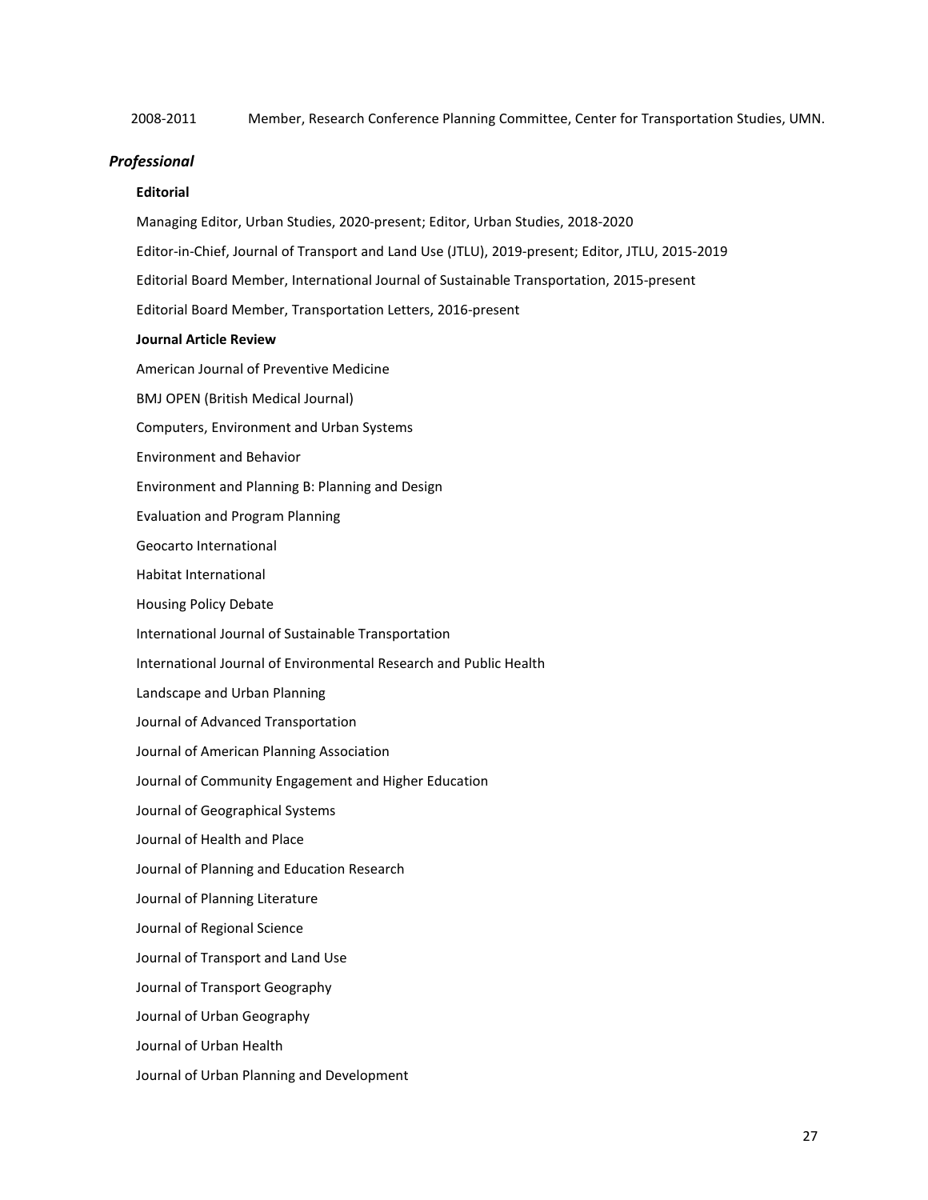2008-2011 Member, Research Conference Planning Committee, Center for Transportation Studies, UMN.

### *Professional*

**Editorial**

Managing Editor, Urban Studies, 2020-present; Editor, Urban Studies, 2018-2020

Editor-in-Chief, Journal of Transport and Land Use (JTLU), 2019-present; Editor, JTLU, 2015-2019

Editorial Board Member, International Journal of Sustainable Transportation, 2015-present

Editorial Board Member, Transportation Letters, 2016-present

**Journal Article Review**

American Journal of Preventive Medicine

BMJ OPEN (British Medical Journal)

Computers, Environment and Urban Systems

Environment and Behavior

Environment and Planning B: Planning and Design

Evaluation and Program Planning

Geocarto International

Habitat International

Housing Policy Debate

International Journal of Sustainable Transportation

International Journal of Environmental Research and Public Health

Landscape and Urban Planning

Journal of Advanced Transportation

Journal of American Planning Association

Journal of Community Engagement and Higher Education

Journal of Geographical Systems

Journal of Health and Place

Journal of Planning and Education Research

Journal of Planning Literature

Journal of Regional Science

Journal of Transport and Land Use

Journal of Transport Geography

Journal of Urban Geography

Journal of Urban Health

Journal of Urban Planning and Development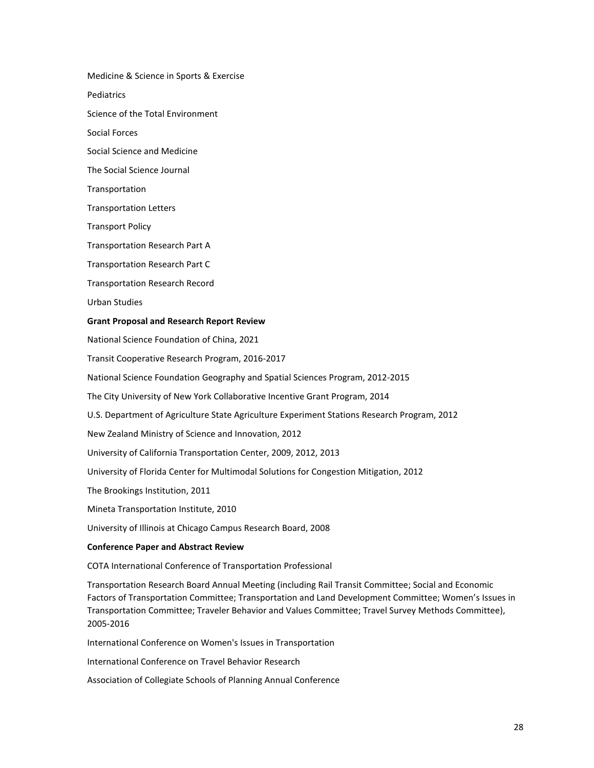Medicine & Science in Sports & Exercise

Pediatrics

Science of the Total Environment

Social Forces

Social Science and Medicine

The Social Science Journal

Transportation

Transportation Letters

Transport Policy

Transportation Research Part A

Transportation Research Part C

Transportation Research Record

Urban Studies

**Grant Proposal and Research Report Review**

National Science Foundation of China, 2021

Transit Cooperative Research Program, 2016-2017

National Science Foundation Geography and Spatial Sciences Program, 2012-2015

The City University of New York Collaborative Incentive Grant Program, 2014

U.S. Department of Agriculture State Agriculture Experiment Stations Research Program, 2012

New Zealand Ministry of Science and Innovation, 2012

University of California Transportation Center, 2009, 2012, 2013

University of Florida Center for Multimodal Solutions for Congestion Mitigation, 2012

The Brookings Institution, 2011

Mineta Transportation Institute, 2010

University of Illinois at Chicago Campus Research Board, 2008

**Conference Paper and Abstract Review**

COTA International Conference of Transportation Professional

Transportation Research Board Annual Meeting (including Rail Transit Committee; Social and Economic Factors of Transportation Committee; Transportation and Land Development Committee; Women's Issues in Transportation Committee; Traveler Behavior and Values Committee; Travel Survey Methods Committee), 2005-2016

International Conference on Women's Issues in Transportation

International Conference on Travel Behavior Research

Association of Collegiate Schools of Planning Annual Conference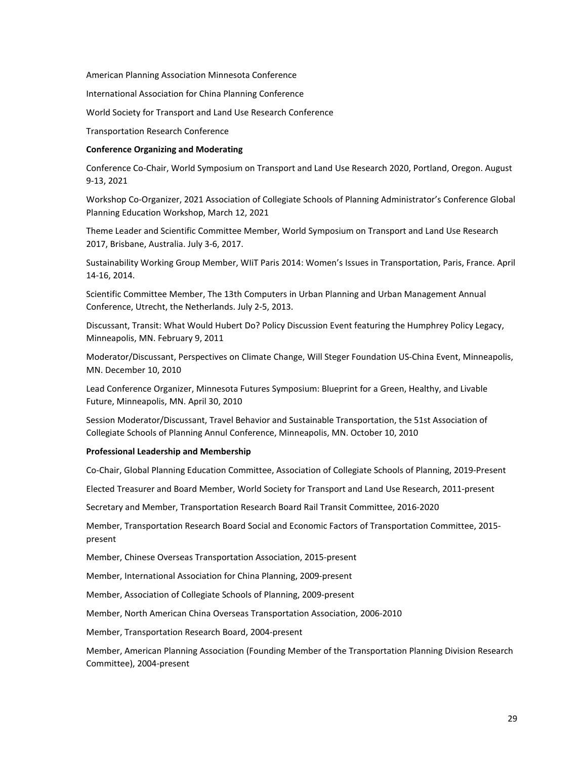American Planning Association Minnesota Conference

International Association for China Planning Conference

World Society for Transport and Land Use Research Conference

Transportation Research Conference

**Conference Organizing and Moderating**

Conference Co-Chair, World Symposium on Transport and Land Use Research 2020, Portland, Oregon. August 9-13, 2021

Workshop Co-Organizer, 2021 Association of Collegiate Schools of Planning Administrator's Conference Global Planning Education Workshop, March 12, 2021

Theme Leader and Scientific Committee Member, World Symposium on Transport and Land Use Research 2017, Brisbane, Australia. July 3-6, 2017.

Sustainability Working Group Member, WIiT Paris 2014: Women's Issues in Transportation, Paris, France. April 14-16, 2014.

Scientific Committee Member, The 13th Computers in Urban Planning and Urban Management Annual Conference, Utrecht, the Netherlands. July 2-5, 2013.

Discussant, Transit: What Would Hubert Do? Policy Discussion Event featuring the Humphrey Policy Legacy, Minneapolis, MN. February 9, 2011

Moderator/Discussant, Perspectives on Climate Change, Will Steger Foundation US-China Event, Minneapolis, MN. December 10, 2010

Lead Conference Organizer, Minnesota Futures Symposium: Blueprint for a Green, Healthy, and Livable Future, Minneapolis, MN. April 30, 2010

Session Moderator/Discussant, Travel Behavior and Sustainable Transportation, the 51st Association of Collegiate Schools of Planning Annul Conference, Minneapolis, MN. October 10, 2010

**Professional Leadership and Membership**

Co-Chair, Global Planning Education Committee, Association of Collegiate Schools of Planning, 2019-Present

Elected Treasurer and Board Member, World Society for Transport and Land Use Research, 2011-present

Secretary and Member, Transportation Research Board Rail Transit Committee, 2016-2020

Member, Transportation Research Board Social and Economic Factors of Transportation Committee, 2015-present

Member, Chinese Overseas Transportation Association, 2015-present

Member, International Association for China Planning, 2009-present

Member, Association of Collegiate Schools of Planning, 2009-present

Member, North American China Overseas Transportation Association, 2006-2010

Member, Transportation Research Board, 2004-present

Member, American Planning Association (Founding Member of the Transportation Planning Division Research Committee), 2004-present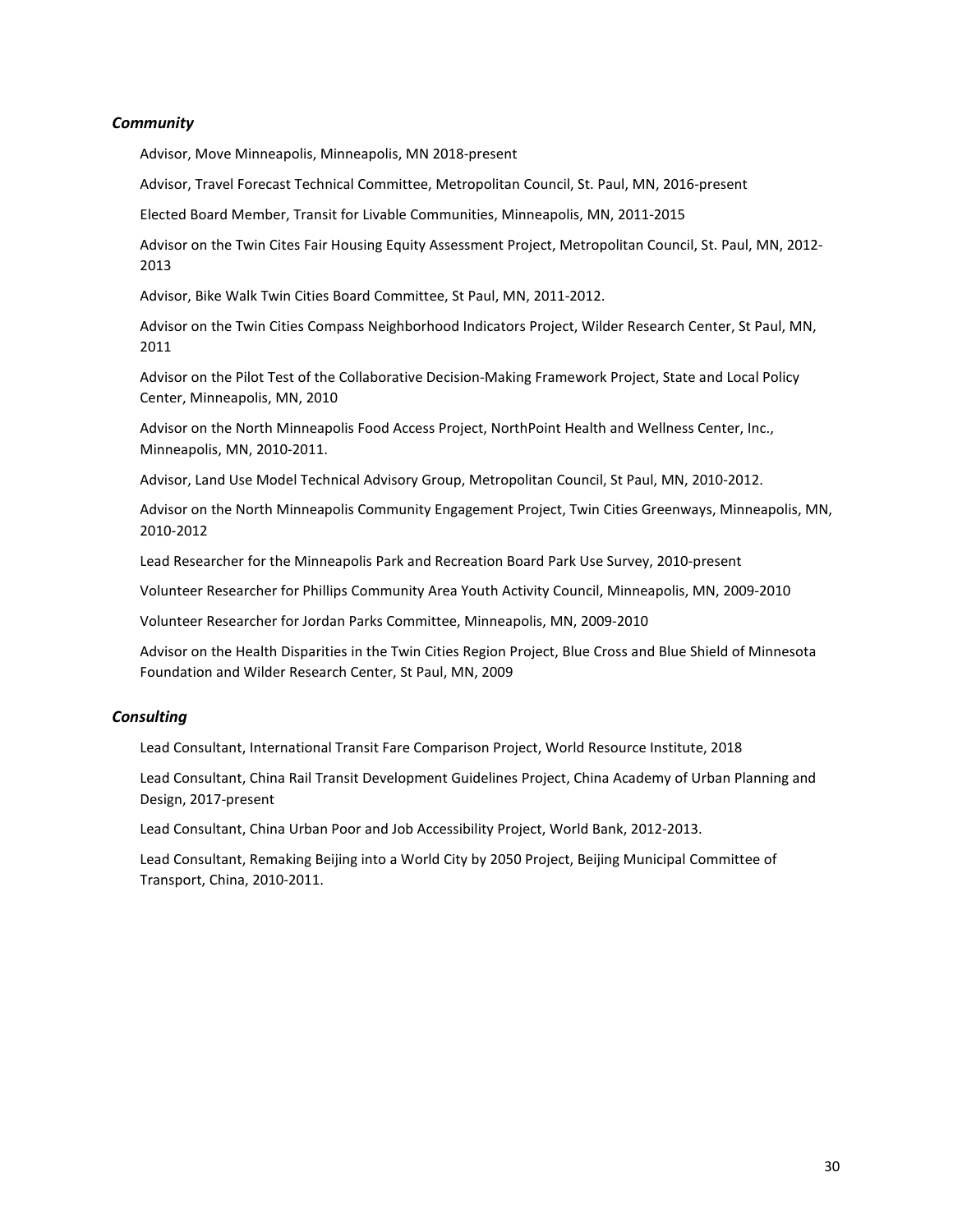### *Community*

Advisor, Move Minneapolis, Minneapolis, MN 2018-present

Advisor, Travel Forecast Technical Committee, Metropolitan Council, St. Paul, MN, 2016-present

Elected Board Member, Transit for Livable Communities, Minneapolis, MN, 2011-2015

Advisor on the Twin Cites Fair Housing Equity Assessment Project, Metropolitan Council, St. Paul, MN, 2012-2013

Advisor, Bike Walk Twin Cities Board Committee, St Paul, MN, 2011-2012.

Advisor on the Twin Cities Compass Neighborhood Indicators Project, Wilder Research Center, St Paul, MN, 2011

Advisor on the Pilot Test of the Collaborative Decision-Making Framework Project, State and Local Policy Center, Minneapolis, MN, 2010

Advisor on the North Minneapolis Food Access Project, NorthPoint Health and Wellness Center, Inc., Minneapolis, MN, 2010-2011.

Advisor, Land Use Model Technical Advisory Group, Metropolitan Council, St Paul, MN, 2010-2012.

Advisor on the North Minneapolis Community Engagement Project, Twin Cities Greenways, Minneapolis, MN, 2010-2012

Lead Researcher for the Minneapolis Park and Recreation Board Park Use Survey, 2010-present

Volunteer Researcher for Phillips Community Area Youth Activity Council, Minneapolis, MN, 2009-2010

Volunteer Researcher for Jordan Parks Committee, Minneapolis, MN, 2009-2010

Advisor on the Health Disparities in the Twin Cities Region Project, Blue Cross and Blue Shield of Minnesota Foundation and Wilder Research Center, St Paul, MN, 2009

### *Consulting*

Lead Consultant, International Transit Fare Comparison Project, World Resource Institute, 2018

Lead Consultant, China Rail Transit Development Guidelines Project, China Academy of Urban Planning and Design, 2017-present

Lead Consultant, China Urban Poor and Job Accessibility Project, World Bank, 2012-2013.

Lead Consultant, Remaking Beijing into a World City by 2050 Project, Beijing Municipal Committee of Transport, China, 2010-2011.